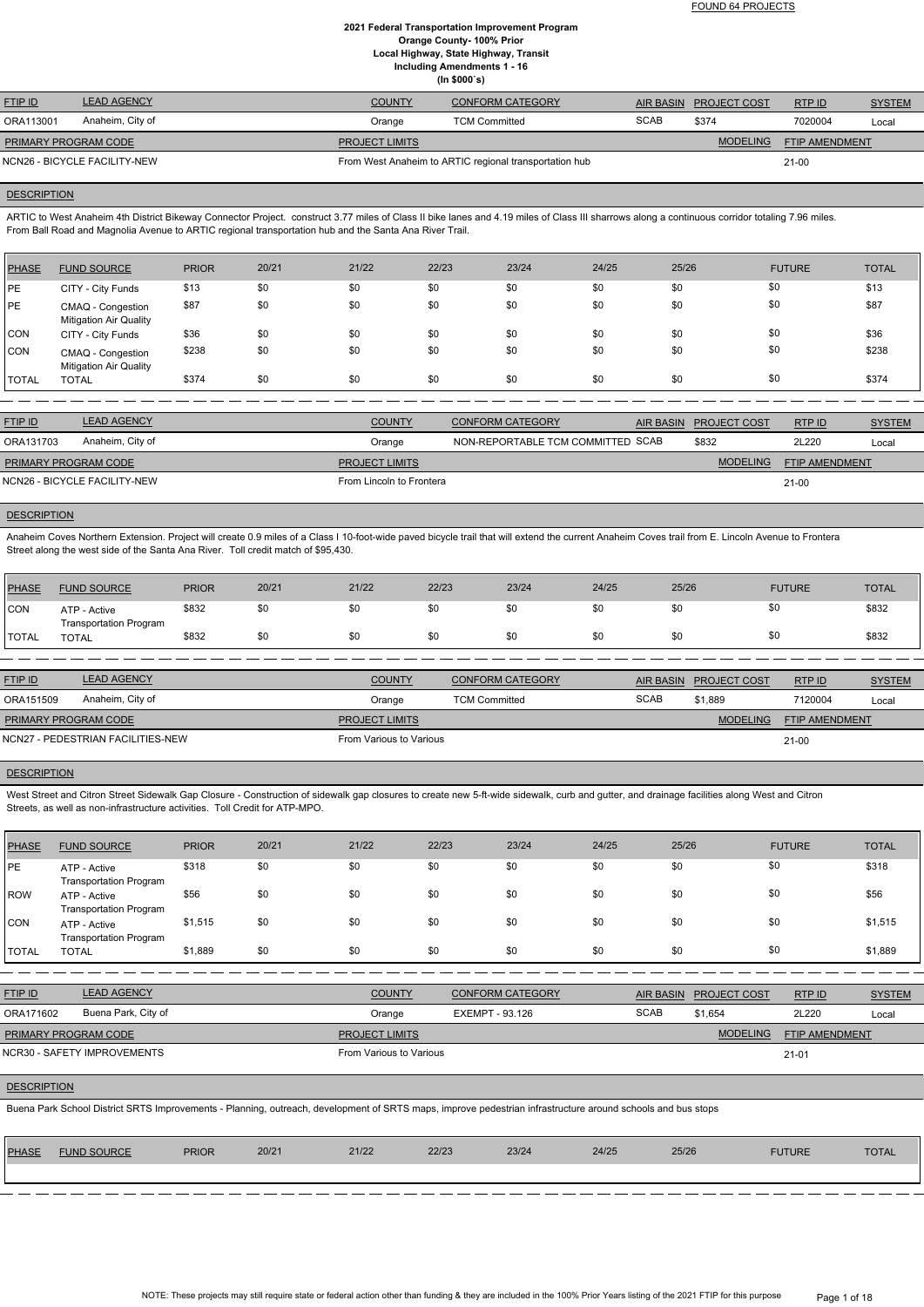FOUND 64 PROJECTS

# 2021 Federal Transportation Improvement Program
## Orange County- 100% Prior
### Local Highway, State Highway, Transit
### Including Amendments 1 - 16
### (In $000`s)

| FTIP ID | LEAD AGENCY | COUNTY | CONFORM CATEGORY | AIR BASIN | PROJECT COST | RTP ID | SYSTEM |
|---|---|---|---|---|---|---|---|
| ORA113001 | Anaheim, City of | Orange | TCM Committed | SCAB | $374 | 7020004 | Local |

| PRIMARY PROGRAM CODE | PROJECT LIMITS | MODELING | FTIP AMENDMENT |
|---|---|---|---|
| NCN26 - BICYCLE FACILITY-NEW | From West Anaheim to ARTIC regional transportation hub | | 21-00 |

**DESCRIPTION**

ARTIC to West Anaheim 4th District Bikeway Connector Project. construct 3.77 miles of Class II bike lanes and 4.19 miles of Class III sharrows along a continuous corridor totaling 7.96 miles. From Ball Road and Magnolia Avenue to ARTIC regional transportation hub and the Santa Ana River Trail.

| PHASE | FUND SOURCE | PRIOR | 20/21 | 21/22 | 22/23 | 23/24 | 24/25 | 25/26 | FUTURE | TOTAL |
|---|---|---|---|---|---|---|---|---|---|---|
| PE | CITY - City Funds | $13 | $0 | $0 | $0 | $0 | $0 | $0 | $0 | $13 |
| PE | CMAQ - Congestion Mitigation Air Quality | $87 | $0 | $0 | $0 | $0 | $0 | $0 | $0 | $87 |
| CON | CITY - City Funds | $36 | $0 | $0 | $0 | $0 | $0 | $0 | $0 | $36 |
| CON | CMAQ - Congestion Mitigation Air Quality | $238 | $0 | $0 | $0 | $0 | $0 | $0 | $0 | $238 |
| TOTAL | TOTAL | $374 | $0 | $0 | $0 | $0 | $0 | $0 | $0 | $374 |

| FTIP ID | LEAD AGENCY | COUNTY | CONFORM CATEGORY | AIR BASIN | PROJECT COST | RTP ID | SYSTEM |
|---|---|---|---|---|---|---|---|
| ORA131703 | Anaheim, City of | Orange | NON-REPORTABLE TCM COMMITTED | SCAB | $832 | 2L220 | Local |

| PRIMARY PROGRAM CODE | PROJECT LIMITS | MODELING | FTIP AMENDMENT |
|---|---|---|---|
| NCN26 - BICYCLE FACILITY-NEW | From Lincoln to Frontera | | 21-00 |

**DESCRIPTION**

Anaheim Coves Northern Extension. Project will create 0.9 miles of a Class I 10-foot-wide paved bicycle trail that will extend the current Anaheim Coves trail from E. Lincoln Avenue to Frontera Street along the west side of the Santa Ana River. Toll credit match of $95,430.

| PHASE | FUND SOURCE | PRIOR | 20/21 | 21/22 | 22/23 | 23/24 | 24/25 | 25/26 | FUTURE | TOTAL |
|---|---|---|---|---|---|---|---|---|---|---|
| CON | ATP - Active Transportation Program | $832 | $0 | $0 | $0 | $0 | $0 | $0 | $0 | $832 |
| TOTAL | TOTAL | $832 | $0 | $0 | $0 | $0 | $0 | $0 | $0 | $832 |

| FTIP ID | LEAD AGENCY | COUNTY | CONFORM CATEGORY | AIR BASIN | PROJECT COST | RTP ID | SYSTEM |
|---|---|---|---|---|---|---|---|
| ORA151509 | Anaheim, City of | Orange | TCM Committed | SCAB | $1,889 | 7120004 | Local |

| PRIMARY PROGRAM CODE | PROJECT LIMITS | MODELING | FTIP AMENDMENT |
|---|---|---|---|
| NCN27 - PEDESTRIAN FACILITIES-NEW | From Various to Various | | 21-00 |

**DESCRIPTION**

West Street and Citron Street Sidewalk Gap Closure - Construction of sidewalk gap closures to create new 5-ft-wide sidewalk, curb and gutter, and drainage facilities along West and Citron Streets, as well as non-infrastructure activities. Toll Credit for ATP-MPO.

| PHASE | FUND SOURCE | PRIOR | 20/21 | 21/22 | 22/23 | 23/24 | 24/25 | 25/26 | FUTURE | TOTAL |
|---|---|---|---|---|---|---|---|---|---|---|
| PE | ATP - Active Transportation Program | $318 | $0 | $0 | $0 | $0 | $0 | $0 | $0 | $318 |
| ROW | ATP - Active Transportation Program | $56 | $0 | $0 | $0 | $0 | $0 | $0 | $0 | $56 |
| CON | ATP - Active Transportation Program | $1,515 | $0 | $0 | $0 | $0 | $0 | $0 | $0 | $1,515 |
| TOTAL | TOTAL | $1,889 | $0 | $0 | $0 | $0 | $0 | $0 | $0 | $1,889 |

| FTIP ID | LEAD AGENCY | COUNTY | CONFORM CATEGORY | AIR BASIN | PROJECT COST | RTP ID | SYSTEM |
|---|---|---|---|---|---|---|---|
| ORA171602 | Buena Park, City of | Orange | EXEMPT - 93.126 | SCAB | $1,654 | 2L220 | Local |

| PRIMARY PROGRAM CODE | PROJECT LIMITS | MODELING | FTIP AMENDMENT |
|---|---|---|---|
| NCR30 - SAFETY IMPROVEMENTS | From Various to Various | | 21-01 |

**DESCRIPTION**

Buena Park School District SRTS Improvements - Planning, outreach, development of SRTS maps, improve pedestrian infrastructure around schools and bus stops

| PHASE | FUND SOURCE | PRIOR | 20/21 | 21/22 | 22/23 | 23/24 | 24/25 | 25/26 | FUTURE | TOTAL |
|---|---|---|---|---|---|---|---|---|---|---|

NOTE: These projects may still require state or federal action other than funding & they are included in the 100% Prior Years listing of the 2021 FTIP for this purpose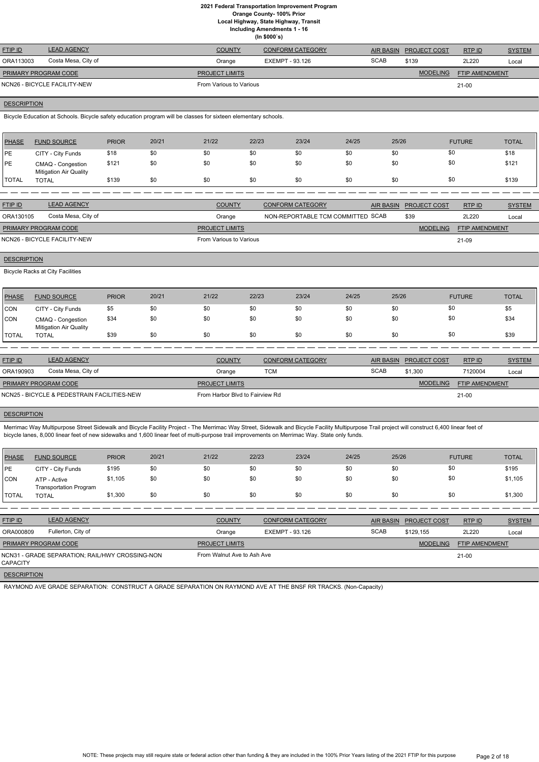**2021 Federal Transportation Improvement Program**
**Orange County- 100% Prior**
**Local Highway, State Highway, Transit**
**Including Amendments 1 - 16**
**(In $000`s)**

| FTIP ID | LEAD AGENCY | COUNTY | CONFORM CATEGORY | AIR BASIN | PROJECT COST | RTP ID | SYSTEM |
|---|---|---|---|---|---|---|---|
| ORA113003 | Costa Mesa, City of | Orange | EXEMPT - 93.126 | SCAB | $139 | 2L220 | Local |

| PRIMARY PROGRAM CODE | PROJECT LIMITS | MODELING | FTIP AMENDMENT |
|---|---|---|---|
| NCN26 - BICYCLE FACILITY-NEW | From Various to Various | | 21-00 |

**DESCRIPTION**

Bicycle Education at Schools. Bicycle safety education program will be classes for sixteen elementary schools.

| PHASE | FUND SOURCE | PRIOR | 20/21 | 21/22 | 22/23 | 23/24 | 24/25 | 25/26 | FUTURE | TOTAL |
|---|---|---|---|---|---|---|---|---|---|---|
| PE | CITY - City Funds | $18 | $0 | $0 | $0 | $0 | $0 | $0 | $0 | $18 |
| PE | CMAQ - Congestion Mitigation Air Quality | $121 | $0 | $0 | $0 | $0 | $0 | $0 | $0 | $121 |
| TOTAL | TOTAL | $139 | $0 | $0 | $0 | $0 | $0 | $0 | $0 | $139 |

| FTIP ID | LEAD AGENCY | COUNTY | CONFORM CATEGORY | AIR BASIN | PROJECT COST | RTP ID | SYSTEM |
|---|---|---|---|---|---|---|---|
| ORA130105 | Costa Mesa, City of | Orange | NON-REPORTABLE TCM COMMITTED | SCAB | $39 | 2L220 | Local |

| PRIMARY PROGRAM CODE | PROJECT LIMITS | MODELING | FTIP AMENDMENT |
|---|---|---|---|
| NCN26 - BICYCLE FACILITY-NEW | From Various to Various | | 21-09 |

**DESCRIPTION**

Bicycle Racks at City Facilities

| PHASE | FUND SOURCE | PRIOR | 20/21 | 21/22 | 22/23 | 23/24 | 24/25 | 25/26 | FUTURE | TOTAL |
|---|---|---|---|---|---|---|---|---|---|---|
| CON | CITY - City Funds | $5 | $0 | $0 | $0 | $0 | $0 | $0 | $0 | $5 |
| CON | CMAQ - Congestion Mitigation Air Quality | $34 | $0 | $0 | $0 | $0 | $0 | $0 | $0 | $34 |
| TOTAL | TOTAL | $39 | $0 | $0 | $0 | $0 | $0 | $0 | $0 | $39 |

| FTIP ID | LEAD AGENCY | COUNTY | CONFORM CATEGORY | AIR BASIN | PROJECT COST | RTP ID | SYSTEM |
|---|---|---|---|---|---|---|---|
| ORA190903 | Costa Mesa, City of | Orange | TCM | SCAB | $1,300 | 7120004 | Local |

| PRIMARY PROGRAM CODE | PROJECT LIMITS | MODELING | FTIP AMENDMENT |
|---|---|---|---|
| NCN25 - BICYCLE & PEDESTRAIN FACILITIES-NEW | From Harbor Blvd to Fairview Rd | | 21-00 |

**DESCRIPTION**

Merrimac Way Multipurpose Street Sidewalk and Bicycle Facility Project - The Merrimac Way Street, Sidewalk and Bicycle Facility Multipurpose Trail project will construct 6,400 linear feet of bicycle lanes, 8,000 linear feet of new sidewalks and 1,600 linear feet of multi-purpose trail improvements on Merrimac Way. State only funds.

| PHASE | FUND SOURCE | PRIOR | 20/21 | 21/22 | 22/23 | 23/24 | 24/25 | 25/26 | FUTURE | TOTAL |
|---|---|---|---|---|---|---|---|---|---|---|
| PE | CITY - City Funds | $195 | $0 | $0 | $0 | $0 | $0 | $0 | $0 | $195 |
| CON | ATP - Active Transportation Program | $1,105 | $0 | $0 | $0 | $0 | $0 | $0 | $0 | $1,105 |
| TOTAL | TOTAL | $1,300 | $0 | $0 | $0 | $0 | $0 | $0 | $0 | $1,300 |

| FTIP ID | LEAD AGENCY | COUNTY | CONFORM CATEGORY | AIR BASIN | PROJECT COST | RTP ID | SYSTEM |
|---|---|---|---|---|---|---|---|
| ORA000809 | Fullerton, City of | Orange | EXEMPT - 93.126 | SCAB | $129,155 | 2L220 | Local |

| PRIMARY PROGRAM CODE | PROJECT LIMITS | MODELING | FTIP AMENDMENT |
|---|---|---|---|
| NCN31 - GRADE SEPARATION; RAIL/HWY CROSSING-NON CAPACITY | From Walnut Ave to Ash Ave | | 21-00 |

**DESCRIPTION**

RAYMOND AVE GRADE SEPARATION: CONSTRUCT A GRADE SEPARATION ON RAYMOND AVE AT THE BNSF RR TRACKS. (Non-Capacity)

NOTE: These projects may still require state or federal action other than funding & they are included in the 100% Prior Years listing of the 2021 FTIP for this purpose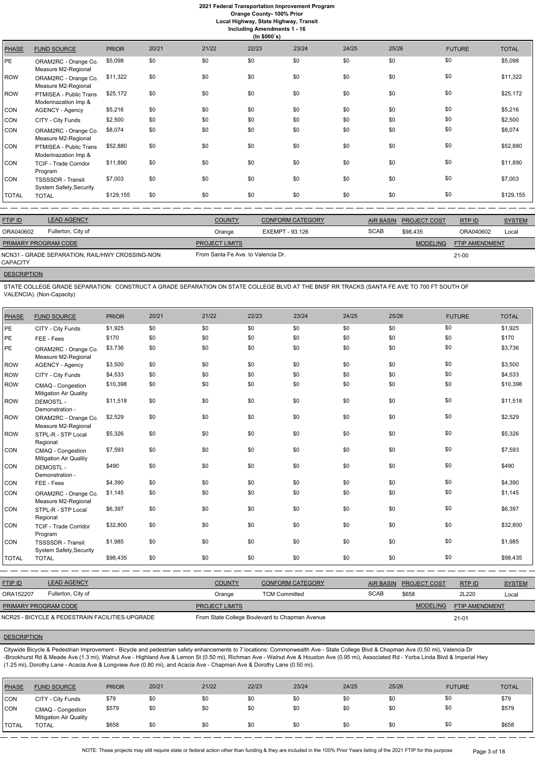# 2021 Federal Transportation Improvement Program
## Orange County- 100% Prior
### Local Highway, State Highway, Transit
### Including Amendments 1 - 16
### (In $000`s)

| PHASE | FUND SOURCE | PRIOR | 20/21 | 21/22 | 22/23 | 23/24 | 24/25 | 25/26 | FUTURE | TOTAL |
|---|---|---|---|---|---|---|---|---|---|---|
| PE | ORAM2RC - Orange Co. Measure M2-Regional | $5,098 | $0 | $0 | $0 | $0 | $0 | $0 | $0 | $5,098 |
| ROW | ORAM2RC - Orange Co. Measure M2-Regional | $11,322 | $0 | $0 | $0 | $0 | $0 | $0 | $0 | $11,322 |
| ROW | PTMISEA - Public Trans Moderinazation Imp & | $25,172 | $0 | $0 | $0 | $0 | $0 | $0 | $0 | $25,172 |
| CON | AGENCY - Agency | $5,216 | $0 | $0 | $0 | $0 | $0 | $0 | $0 | $5,216 |
| CON | CITY - City Funds | $2,500 | $0 | $0 | $0 | $0 | $0 | $0 | $0 | $2,500 |
| CON | ORAM2RC - Orange Co. Measure M2-Regional | $8,074 | $0 | $0 | $0 | $0 | $0 | $0 | $0 | $8,074 |
| CON | PTMISEA - Public Trans Moderinazation Imp & | $52,880 | $0 | $0 | $0 | $0 | $0 | $0 | $0 | $52,880 |
| CON | TCIF - Trade Corridor Program | $11,890 | $0 | $0 | $0 | $0 | $0 | $0 | $0 | $11,890 |
| CON | TSSSSDR - Transit System Safety,Security | $7,003 | $0 | $0 | $0 | $0 | $0 | $0 | $0 | $7,003 |
| TOTAL | TOTAL | $129,155 | $0 | $0 | $0 | $0 | $0 | $0 | $0 | $129,155 |

| FTIP ID | LEAD AGENCY | COUNTY | CONFORM CATEGORY | AIR BASIN | PROJECT COST | RTP ID | SYSTEM |
|---|---|---|---|---|---|---|---|
| ORA040602 | Fullerton, City of | Orange | EXEMPT - 93.126 | SCAB | $98,435 | ORA040602 | Local |

| PRIMARY PROGRAM CODE | PROJECT LIMITS | MODELING | FTIP AMENDMENT |
|---|---|---|---|
| NCN31 - GRADE SEPARATION; RAIL/HWY CROSSING-NON CAPACITY | From Santa Fe Ave. to Valencia Dr. | | 21-00 |

**DESCRIPTION**

STATE COLLEGE GRADE SEPARATION: CONSTRUCT A GRADE SEPARATION ON STATE COLLEGE BLVD AT THE BNSF RR TRACKS (SANTA FE AVE TO 700 FT SOUTH OF VALENCIA). (Non-Capacity)

| PHASE | FUND SOURCE | PRIOR | 20/21 | 21/22 | 22/23 | 23/24 | 24/25 | 25/26 | FUTURE | TOTAL |
|---|---|---|---|---|---|---|---|---|---|---|
| PE | CITY - City Funds | $1,925 | $0 | $0 | $0 | $0 | $0 | $0 | $0 | $1,925 |
| PE | FEE - Fees | $170 | $0 | $0 | $0 | $0 | $0 | $0 | $0 | $170 |
| PE | ORAM2RC - Orange Co. Measure M2-Regional | $3,736 | $0 | $0 | $0 | $0 | $0 | $0 | $0 | $3,736 |
| ROW | AGENCY - Agency | $3,500 | $0 | $0 | $0 | $0 | $0 | $0 | $0 | $3,500 |
| ROW | CITY - City Funds | $4,533 | $0 | $0 | $0 | $0 | $0 | $0 | $0 | $4,533 |
| ROW | CMAQ - Congestion Mitigation Air Quality | $10,398 | $0 | $0 | $0 | $0 | $0 | $0 | $0 | $10,398 |
| ROW | DEMOSTL - Demonstration - | $11,518 | $0 | $0 | $0 | $0 | $0 | $0 | $0 | $11,518 |
| ROW | ORAM2RC - Orange Co. Measure M2-Regional | $2,529 | $0 | $0 | $0 | $0 | $0 | $0 | $0 | $2,529 |
| ROW | STPL-R - STP Local Regional | $5,326 | $0 | $0 | $0 | $0 | $0 | $0 | $0 | $5,326 |
| CON | CMAQ - Congestion Mitigation Air Quality | $7,593 | $0 | $0 | $0 | $0 | $0 | $0 | $0 | $7,593 |
| CON | DEMOSTL - Demonstration - | $490 | $0 | $0 | $0 | $0 | $0 | $0 | $0 | $490 |
| CON | FEE - Fees | $4,390 | $0 | $0 | $0 | $0 | $0 | $0 | $0 | $4,390 |
| CON | ORAM2RC - Orange Co. Measure M2-Regional | $1,145 | $0 | $0 | $0 | $0 | $0 | $0 | $0 | $1,145 |
| CON | STPL-R - STP Local Regional | $6,397 | $0 | $0 | $0 | $0 | $0 | $0 | $0 | $6,397 |
| CON | TCIF - Trade Corridor Program | $32,800 | $0 | $0 | $0 | $0 | $0 | $0 | $0 | $32,800 |
| CON | TSSSSDR - Transit System Safety,Security | $1,985 | $0 | $0 | $0 | $0 | $0 | $0 | $0 | $1,985 |
| TOTAL | TOTAL | $98,435 | $0 | $0 | $0 | $0 | $0 | $0 | $0 | $98,435 |

| FTIP ID | LEAD AGENCY | COUNTY | CONFORM CATEGORY | AIR BASIN | PROJECT COST | RTP ID | SYSTEM |
|---|---|---|---|---|---|---|---|
| ORA152207 | Fullerton, City of | Orange | TCM Committed | SCAB | $658 | 2L220 | Local |

| PRIMARY PROGRAM CODE | PROJECT LIMITS | MODELING | FTIP AMENDMENT |
|---|---|---|---|
| NCR25 - BICYCLE & PEDESTRIAN FACILITIES-UPGRADE | From State College Boulevard to Chapman Avenue | | 21-01 |

**DESCRIPTION**

Citywide Bicycle & Pedestrian Improvement - Bicycle and pedestrian safety enhancements to 7 locations: Commonwealth Ave - State College Blvd & Chapman Ave (0.50 mi), Valencia Dr -Brookhurst Rd & Meade Ave (1.3 mi), Walnut Ave - Highland Ave & Lemon St (0.50 mi), Richman Ave - Walnut Ave & Houston Ave (0.95 mi), Associated Rd - Yorba Linda Blvd & Imperial Hwy (1.25 mi), Dorothy Lane - Acacia Ave & Longview Ave (0.80 mi), and Acacia Ave - Chapman Ave & Dorothy Lane (0.50 mi).

| PHASE | FUND SOURCE | PRIOR | 20/21 | 21/22 | 22/23 | 23/24 | 24/25 | 25/26 | FUTURE | TOTAL |
|---|---|---|---|---|---|---|---|---|---|---|
| CON | CITY - City Funds | $79 | $0 | $0 | $0 | $0 | $0 | $0 | $0 | $79 |
| CON | CMAQ - Congestion Mitigation Air Quality | $579 | $0 | $0 | $0 | $0 | $0 | $0 | $0 | $579 |
| TOTAL | TOTAL | $658 | $0 | $0 | $0 | $0 | $0 | $0 | $0 | $658 |

NOTE: These projects may still require state or federal action other than funding & they are included in the 100% Prior Years listing of the 2021 FTIP for this purpose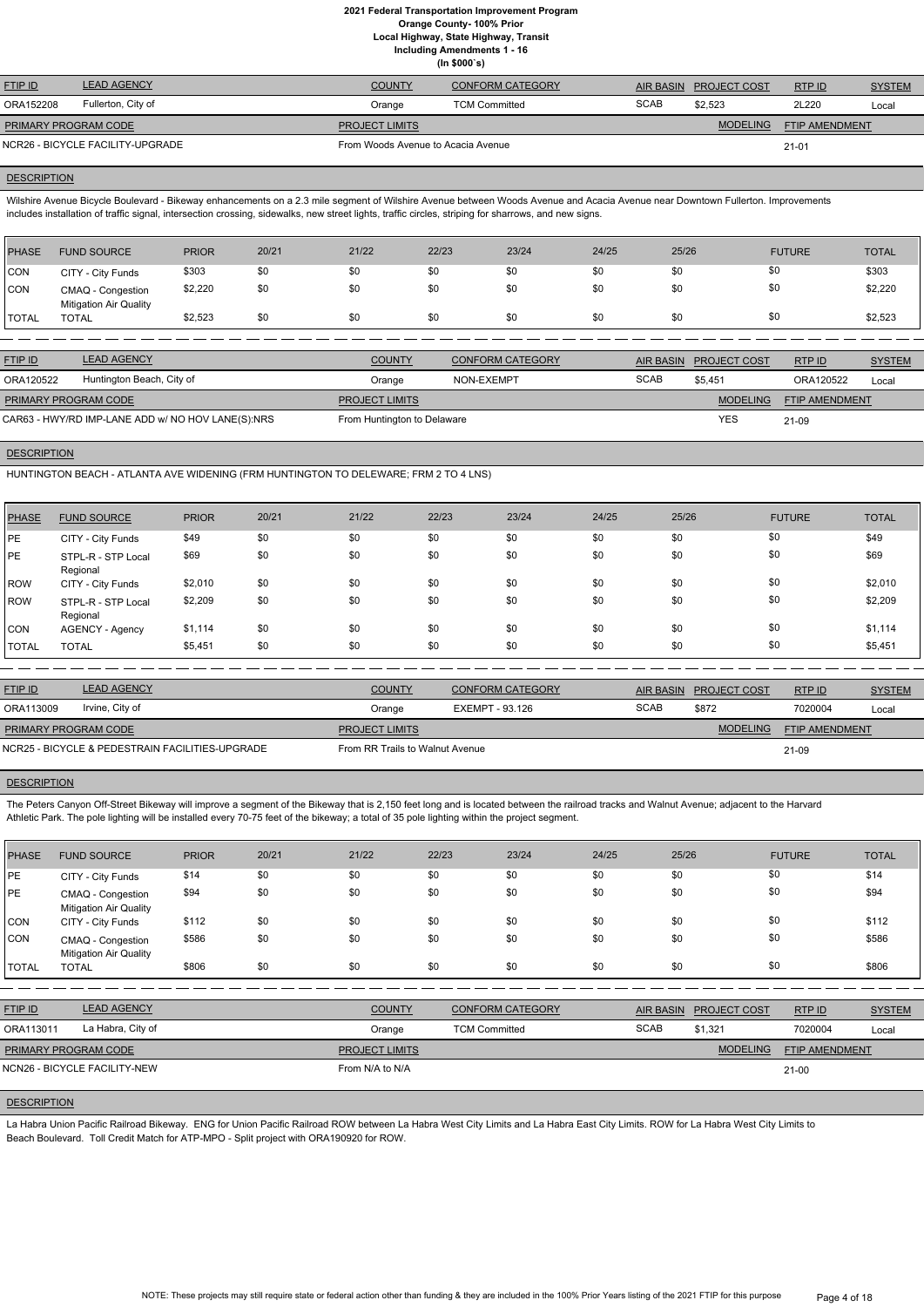# 2021 Federal Transportation Improvement Program
## Orange County- 100% Prior
### Local Highway, State Highway, Transit
### Including Amendments 1 - 16
### (In $000`s)

| FTIP ID | LEAD AGENCY | COUNTY | CONFORM CATEGORY | AIR BASIN | PROJECT COST | RTP ID | SYSTEM |
|---|---|---|---|---|---|---|---|
| ORA152208 | Fullerton, City of | Orange | TCM Committed | SCAB | $2,523 | 2L220 | Local |

| PRIMARY PROGRAM CODE | PROJECT LIMITS | MODELING | FTIP AMENDMENT |
|---|---|---|---|
| NCR26 - BICYCLE FACILITY-UPGRADE | From Woods Avenue to Acacia Avenue | | 21-01 |

**DESCRIPTION**

Wilshire Avenue Bicycle Boulevard - Bikeway enhancements on a 2.3 mile segment of Wilshire Avenue between Woods Avenue and Acacia Avenue near Downtown Fullerton. Improvements includes installation of traffic signal, intersection crossing, sidewalks, new street lights, traffic circles, striping for sharrows, and new signs.

| PHASE | FUND SOURCE | PRIOR | 20/21 | 21/22 | 22/23 | 23/24 | 24/25 | 25/26 | FUTURE | TOTAL |
|---|---|---|---|---|---|---|---|---|---|---|
| CON | CITY - City Funds | $303 | $0 | $0 | $0 | $0 | $0 | $0 | $0 | $303 |
| CON | CMAQ - Congestion Mitigation Air Quality | $2,220 | $0 | $0 | $0 | $0 | $0 | $0 | $0 | $2,220 |
| TOTAL | TOTAL | $2,523 | $0 | $0 | $0 | $0 | $0 | $0 | $0 | $2,523 |

| FTIP ID | LEAD AGENCY | COUNTY | CONFORM CATEGORY | AIR BASIN | PROJECT COST | RTP ID | SYSTEM |
|---|---|---|---|---|---|---|---|
| ORA120522 | Huntington Beach, City of | Orange | NON-EXEMPT | SCAB | $5,451 | ORA120522 | Local |

| PRIMARY PROGRAM CODE | PROJECT LIMITS | MODELING | FTIP AMENDMENT |
|---|---|---|---|
| CAR63 - HWY/RD IMP-LANE ADD w/ NO HOV LANE(S):NRS | From Huntington to Delaware | YES | 21-09 |

**DESCRIPTION**

HUNTINGTON BEACH - ATLANTA AVE WIDENING (FRM HUNTINGTON TO DELEWARE; FRM 2 TO 4 LNS)

| PHASE | FUND SOURCE | PRIOR | 20/21 | 21/22 | 22/23 | 23/24 | 24/25 | 25/26 | FUTURE | TOTAL |
|---|---|---|---|---|---|---|---|---|---|---|
| PE | CITY - City Funds | $49 | $0 | $0 | $0 | $0 | $0 | $0 | $0 | $49 |
| PE | STPL-R - STP Local Regional | $69 | $0 | $0 | $0 | $0 | $0 | $0 | $0 | $69 |
| ROW | CITY - City Funds | $2,010 | $0 | $0 | $0 | $0 | $0 | $0 | $0 | $2,010 |
| ROW | STPL-R - STP Local Regional | $2,209 | $0 | $0 | $0 | $0 | $0 | $0 | $0 | $2,209 |
| CON | AGENCY - Agency | $1,114 | $0 | $0 | $0 | $0 | $0 | $0 | $0 | $1,114 |
| TOTAL | TOTAL | $5,451 | $0 | $0 | $0 | $0 | $0 | $0 | $0 | $5,451 |

| FTIP ID | LEAD AGENCY | COUNTY | CONFORM CATEGORY | AIR BASIN | PROJECT COST | RTP ID | SYSTEM |
|---|---|---|---|---|---|---|---|
| ORA113009 | Irvine, City of | Orange | EXEMPT - 93.126 | SCAB | $872 | 7020004 | Local |

| PRIMARY PROGRAM CODE | PROJECT LIMITS | MODELING | FTIP AMENDMENT |
|---|---|---|---|
| NCR25 - BICYCLE & PEDESTRAIN FACILITIES-UPGRADE | From RR Trails to Walnut Avenue | | 21-09 |

**DESCRIPTION**

The Peters Canyon Off-Street Bikeway will improve a segment of the Bikeway that is 2,150 feet long and is located between the railroad tracks and Walnut Avenue; adjacent to the Harvard Athletic Park. The pole lighting will be installed every 70-75 feet of the bikeway; a total of 35 pole lighting within the project segment.

| PHASE | FUND SOURCE | PRIOR | 20/21 | 21/22 | 22/23 | 23/24 | 24/25 | 25/26 | FUTURE | TOTAL |
|---|---|---|---|---|---|---|---|---|---|---|
| PE | CITY - City Funds | $14 | $0 | $0 | $0 | $0 | $0 | $0 | $0 | $14 |
| PE | CMAQ - Congestion Mitigation Air Quality | $94 | $0 | $0 | $0 | $0 | $0 | $0 | $0 | $94 |
| CON | CITY - City Funds | $112 | $0 | $0 | $0 | $0 | $0 | $0 | $0 | $112 |
| CON | CMAQ - Congestion Mitigation Air Quality | $586 | $0 | $0 | $0 | $0 | $0 | $0 | $0 | $586 |
| TOTAL | TOTAL | $806 | $0 | $0 | $0 | $0 | $0 | $0 | $0 | $806 |

| FTIP ID | LEAD AGENCY | COUNTY | CONFORM CATEGORY | AIR BASIN | PROJECT COST | RTP ID | SYSTEM |
|---|---|---|---|---|---|---|---|
| ORA113011 | La Habra, City of | Orange | TCM Committed | SCAB | $1,321 | 7020004 | Local |

| PRIMARY PROGRAM CODE | PROJECT LIMITS | MODELING | FTIP AMENDMENT |
|---|---|---|---|
| NCN26 - BICYCLE FACILITY-NEW | From N/A to N/A | | 21-00 |

**DESCRIPTION**

La Habra Union Pacific Railroad Bikeway. ENG for Union Pacific Railroad ROW between La Habra West City Limits and La Habra East City Limits. ROW for La Habra West City Limits to Beach Boulevard. Toll Credit Match for ATP-MPO - Split project with ORA190920 for ROW.

NOTE: These projects may still require state or federal action other than funding & they are included in the 100% Prior Years listing of the 2021 FTIP for this purpose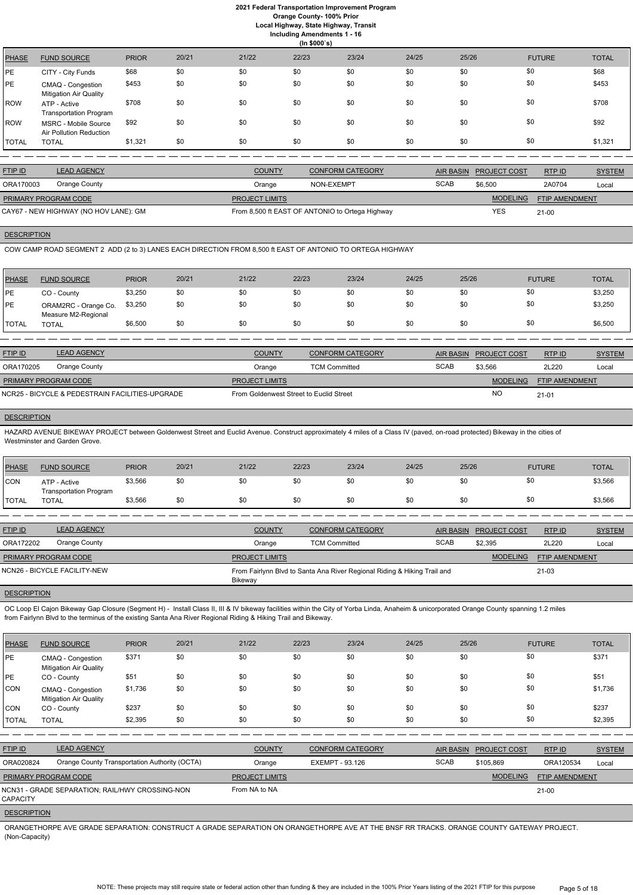# 2021 Federal Transportation Improvement Program

**Orange County- 100% Prior**

**Local Highway, State Highway, Transit**

**Including Amendments 1 - 16**

**(In $000`s)**

| PHASE | FUND SOURCE | PRIOR | 20/21 | 21/22 | 22/23 | 23/24 | 24/25 | 25/26 | FUTURE | TOTAL |
|---|---|---|---|---|---|---|---|---|---|---|
| PE | CITY - City Funds | $68 | $0 | $0 | $0 | $0 | $0 | $0 | $0 | $68 |
| PE | CMAQ - Congestion Mitigation Air Quality | $453 | $0 | $0 | $0 | $0 | $0 | $0 | $0 | $453 |
| ROW | ATP - Active Transportation Program | $708 | $0 | $0 | $0 | $0 | $0 | $0 | $0 | $708 |
| ROW | MSRC - Mobile Source Air Pollution Reduction | $92 | $0 | $0 | $0 | $0 | $0 | $0 | $0 | $92 |
| TOTAL | TOTAL | $1,321 | $0 | $0 | $0 | $0 | $0 | $0 | $0 | $1,321 |

| FTIP ID | LEAD AGENCY | COUNTY | CONFORM CATEGORY | AIR BASIN | PROJECT COST | RTP ID | SYSTEM |
|---|---|---|---|---|---|---|---|
| ORA170003 | Orange County | Orange | NON-EXEMPT | SCAB | $6,500 | 2A0704 | Local |

| PRIMARY PROGRAM CODE | PROJECT LIMITS | MODELING | FTIP AMENDMENT |
|---|---|---|---|
| CAY67 - NEW HIGHWAY (NO HOV LANE): GM | From 8,500 ft EAST OF ANTONIO to Ortega Highway | YES | 21-00 |

**DESCRIPTION**

COW CAMP ROAD SEGMENT 2 ADD (2 to 3) LANES EACH DIRECTION FROM 8,500 ft EAST OF ANTONIO TO ORTEGA HIGHWAY

| PHASE | FUND SOURCE | PRIOR | 20/21 | 21/22 | 22/23 | 23/24 | 24/25 | 25/26 | FUTURE | TOTAL |
|---|---|---|---|---|---|---|---|---|---|---|
| PE | CO - County | $3,250 | $0 | $0 | $0 | $0 | $0 | $0 | $0 | $3,250 |
| PE | ORAM2RC - Orange Co. Measure M2-Regional | $3,250 | $0 | $0 | $0 | $0 | $0 | $0 | $0 | $3,250 |
| TOTAL | TOTAL | $6,500 | $0 | $0 | $0 | $0 | $0 | $0 | $0 | $6,500 |

| FTIP ID | LEAD AGENCY | COUNTY | CONFORM CATEGORY | AIR BASIN | PROJECT COST | RTP ID | SYSTEM |
|---|---|---|---|---|---|---|---|
| ORA170205 | Orange County | Orange | TCM Committed | SCAB | $3,566 | 2L220 | Local |

| PRIMARY PROGRAM CODE | PROJECT LIMITS | MODELING | FTIP AMENDMENT |
|---|---|---|---|
| NCR25 - BICYCLE & PEDESTRAIN FACILITIES-UPGRADE | From Goldenwest Street to Euclid Street | NO | 21-01 |

**DESCRIPTION**

HAZARD AVENUE BIKEWAY PROJECT between Goldenwest Street and Euclid Avenue. Construct approximately 4 miles of a Class IV (paved, on-road protected) Bikeway in the cities of Westminster and Garden Grove.

| PHASE | FUND SOURCE | PRIOR | 20/21 | 21/22 | 22/23 | 23/24 | 24/25 | 25/26 | FUTURE | TOTAL |
|---|---|---|---|---|---|---|---|---|---|---|
| CON | ATP - Active Transportation Program | $3,566 | $0 | $0 | $0 | $0 | $0 | $0 | $0 | $3,566 |
| TOTAL | TOTAL | $3,566 | $0 | $0 | $0 | $0 | $0 | $0 | $0 | $3,566 |

| FTIP ID | LEAD AGENCY | COUNTY | CONFORM CATEGORY | AIR BASIN | PROJECT COST | RTP ID | SYSTEM |
|---|---|---|---|---|---|---|---|
| ORA172202 | Orange County | Orange | TCM Committed | SCAB | $2,395 | 2L220 | Local |

| PRIMARY PROGRAM CODE | PROJECT LIMITS | MODELING | FTIP AMENDMENT |
|---|---|---|---|
| NCN26 - BICYCLE FACILITY-NEW | From Fairlynn Blvd to Santa Ana River Regional Riding & Hiking Trail and Bikeway | | 21-03 |

**DESCRIPTION**

OC Loop El Cajon Bikeway Gap Closure (Segment H) - Install Class II, III & IV bikeway facilities within the City of Yorba Linda, Anaheim & unicorporated Orange County spanning 1.2 miles from Fairlynn Blvd to the terminus of the existing Santa Ana River Regional Riding & Hiking Trail and Bikeway.

| PHASE | FUND SOURCE | PRIOR | 20/21 | 21/22 | 22/23 | 23/24 | 24/25 | 25/26 | FUTURE | TOTAL |
|---|---|---|---|---|---|---|---|---|---|---|
| PE | CMAQ - Congestion Mitigation Air Quality | $371 | $0 | $0 | $0 | $0 | $0 | $0 | $0 | $371 |
| PE | CO - County | $51 | $0 | $0 | $0 | $0 | $0 | $0 | $0 | $51 |
| CON | CMAQ - Congestion Mitigation Air Quality | $1,736 | $0 | $0 | $0 | $0 | $0 | $0 | $0 | $1,736 |
| CON | CO - County | $237 | $0 | $0 | $0 | $0 | $0 | $0 | $0 | $237 |
| TOTAL | TOTAL | $2,395 | $0 | $0 | $0 | $0 | $0 | $0 | $0 | $2,395 |

| FTIP ID | LEAD AGENCY | COUNTY | CONFORM CATEGORY | AIR BASIN | PROJECT COST | RTP ID | SYSTEM |
|---|---|---|---|---|---|---|---|
| ORA020824 | Orange County Transportation Authority (OCTA) | Orange | EXEMPT - 93.126 | SCAB | $105,869 | ORA120534 | Local |

| PRIMARY PROGRAM CODE | PROJECT LIMITS | MODELING | FTIP AMENDMENT |
|---|---|---|---|
| NCN31 - GRADE SEPARATION; RAIL/HWY CROSSING-NON CAPACITY | From NA to NA | | 21-00 |

**DESCRIPTION**

ORANGETHORPE AVE GRADE SEPARATION: CONSTRUCT A GRADE SEPARATION ON ORANGETHORPE AVE AT THE BNSF RR TRACKS. ORANGE COUNTY GATEWAY PROJECT. (Non-Capacity)

NOTE: These projects may still require state or federal action other than funding & they are included in the 100% Prior Years listing of the 2021 FTIP for this purpose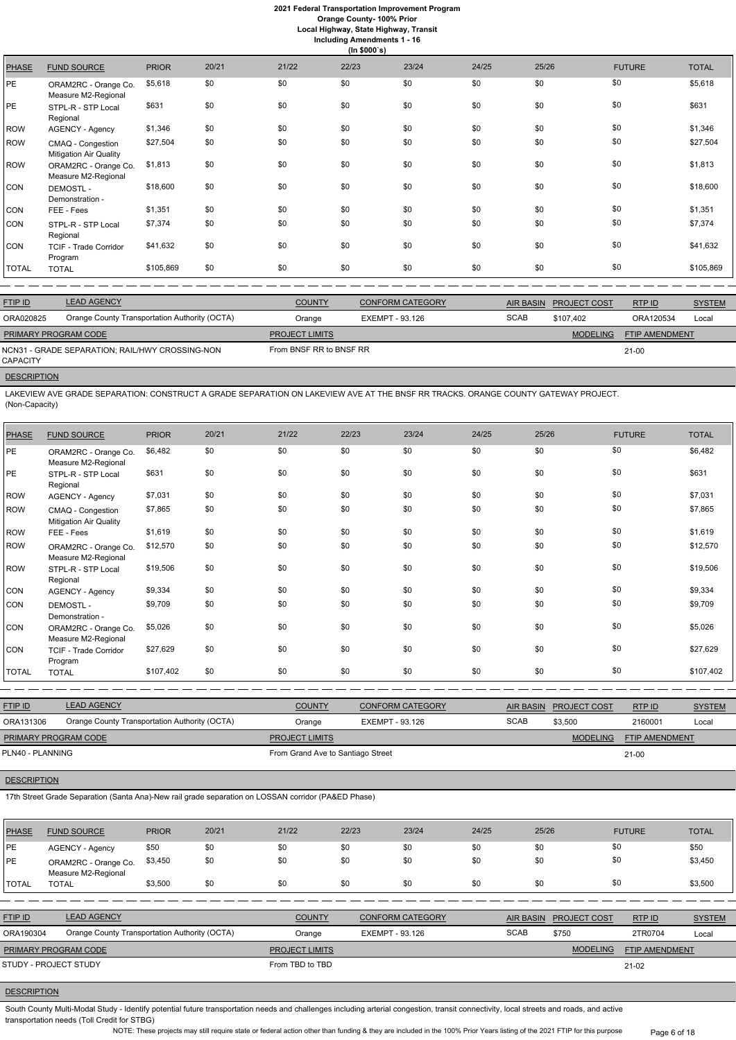| PHASE | FUND SOURCE | PRIOR | 20/21 | 21/22 | 22/23 | 23/24 | 24/25 | 25/26 | FUTURE | TOTAL |
|---|---|---|---|---|---|---|---|---|---|---|
| PE | ORAM2RC - Orange Co. Measure M2-Regional | $5,618 | $0 | $0 | $0 | $0 | $0 | $0 | $0 | $5,618 |
| PE | STPL-R - STP Local Regional | $631 | $0 | $0 | $0 | $0 | $0 | $0 | $0 | $631 |
| ROW | AGENCY - Agency | $1,346 | $0 | $0 | $0 | $0 | $0 | $0 | $0 | $1,346 |
| ROW | CMAQ - Congestion Mitigation Air Quality | $27,504 | $0 | $0 | $0 | $0 | $0 | $0 | $0 | $27,504 |
| ROW | ORAM2RC - Orange Co. Measure M2-Regional | $1,813 | $0 | $0 | $0 | $0 | $0 | $0 | $0 | $1,813 |
| CON | DEMOSTL - Demonstration - | $18,600 | $0 | $0 | $0 | $0 | $0 | $0 | $0 | $18,600 |
| CON | FEE - Fees | $1,351 | $0 | $0 | $0 | $0 | $0 | $0 | $0 | $1,351 |
| CON | STPL-R - STP Local Regional | $7,374 | $0 | $0 | $0 | $0 | $0 | $0 | $0 | $7,374 |
| CON | TCIF - Trade Corridor Program | $41,632 | $0 | $0 | $0 | $0 | $0 | $0 | $0 | $41,632 |
| TOTAL | TOTAL | $105,869 | $0 | $0 | $0 | $0 | $0 | $0 | $0 | $105,869 |

| FTIP ID | LEAD AGENCY | COUNTY | CONFORM CATEGORY | AIR BASIN | PROJECT COST | RTP ID | SYSTEM |
|---|---|---|---|---|---|---|---|
| ORA020825 | Orange County Transportation Authority (OCTA) | Orange | EXEMPT - 93.126 | SCAB | $107,402 | ORA120534 | Local |

| PRIMARY PROGRAM CODE | PROJECT LIMITS | MODELING | FTIP AMENDMENT |
|---|---|---|---|
| NCN31 - GRADE SEPARATION; RAIL/HWY CROSSING-NON CAPACITY | From BNSF RR to BNSF RR | | 21-00 |

**DESCRIPTION**

LAKEVIEW AVE GRADE SEPARATION: CONSTRUCT A GRADE SEPARATION ON LAKEVIEW AVE AT THE BNSF RR TRACKS. ORANGE COUNTY GATEWAY PROJECT. (Non-Capacity)

| PHASE | FUND SOURCE | PRIOR | 20/21 | 21/22 | 22/23 | 23/24 | 24/25 | 25/26 | FUTURE | TOTAL |
|---|---|---|---|---|---|---|---|---|---|---|
| PE | ORAM2RC - Orange Co. Measure M2-Regional | $6,482 | $0 | $0 | $0 | $0 | $0 | $0 | $0 | $6,482 |
| PE | STPL-R - STP Local Regional | $631 | $0 | $0 | $0 | $0 | $0 | $0 | $0 | $631 |
| ROW | AGENCY - Agency | $7,031 | $0 | $0 | $0 | $0 | $0 | $0 | $0 | $7,031 |
| ROW | CMAQ - Congestion Mitigation Air Quality | $7,865 | $0 | $0 | $0 | $0 | $0 | $0 | $0 | $7,865 |
| ROW | FEE - Fees | $1,619 | $0 | $0 | $0 | $0 | $0 | $0 | $0 | $1,619 |
| ROW | ORAM2RC - Orange Co. Measure M2-Regional | $12,570 | $0 | $0 | $0 | $0 | $0 | $0 | $0 | $12,570 |
| ROW | STPL-R - STP Local Regional | $19,506 | $0 | $0 | $0 | $0 | $0 | $0 | $0 | $19,506 |
| CON | AGENCY - Agency | $9,334 | $0 | $0 | $0 | $0 | $0 | $0 | $0 | $9,334 |
| CON | DEMOSTL - Demonstration - | $9,709 | $0 | $0 | $0 | $0 | $0 | $0 | $0 | $9,709 |
| CON | ORAM2RC - Orange Co. Measure M2-Regional | $5,026 | $0 | $0 | $0 | $0 | $0 | $0 | $0 | $5,026 |
| CON | TCIF - Trade Corridor Program | $27,629 | $0 | $0 | $0 | $0 | $0 | $0 | $0 | $27,629 |
| TOTAL | TOTAL | $107,402 | $0 | $0 | $0 | $0 | $0 | $0 | $0 | $107,402 |

| FTIP ID | LEAD AGENCY | COUNTY | CONFORM CATEGORY | AIR BASIN | PROJECT COST | RTP ID | SYSTEM |
|---|---|---|---|---|---|---|---|
| ORA131306 | Orange County Transportation Authority (OCTA) | Orange | EXEMPT - 93.126 | SCAB | $3,500 | 2160001 | Local |

| PRIMARY PROGRAM CODE | PROJECT LIMITS | MODELING | FTIP AMENDMENT |
|---|---|---|---|
| PLN40 - PLANNING | From Grand Ave to Santiago Street | | 21-00 |

**DESCRIPTION**

17th Street Grade Separation (Santa Ana)-New rail grade separation on LOSSAN corridor (PA&ED Phase)

| PHASE | FUND SOURCE | PRIOR | 20/21 | 21/22 | 22/23 | 23/24 | 24/25 | 25/26 | FUTURE | TOTAL |
|---|---|---|---|---|---|---|---|---|---|---|
| PE | AGENCY - Agency | $50 | $0 | $0 | $0 | $0 | $0 | $0 | $0 | $50 |
| PE | ORAM2RC - Orange Co. Measure M2-Regional | $3,450 | $0 | $0 | $0 | $0 | $0 | $0 | $0 | $3,450 |
| TOTAL | TOTAL | $3,500 | $0 | $0 | $0 | $0 | $0 | $0 | $0 | $3,500 |

| FTIP ID | LEAD AGENCY | COUNTY | CONFORM CATEGORY | AIR BASIN | PROJECT COST | RTP ID | SYSTEM |
|---|---|---|---|---|---|---|---|
| ORA190304 | Orange County Transportation Authority (OCTA) | Orange | EXEMPT - 93.126 | SCAB | $750 | 2TR0704 | Local |

| PRIMARY PROGRAM CODE | PROJECT LIMITS | MODELING | FTIP AMENDMENT |
|---|---|---|---|
| STUDY - PROJECT STUDY | From TBD to TBD | | 21-02 |

**DESCRIPTION**

South County Multi-Modal Study - Identify potential future transportation needs and challenges including arterial congestion, transit connectivity, local streets and roads, and active transportation needs (Toll Credit for STBG)

NOTE: These projects may still require state or federal action other than funding & they are included in the 100% Prior Years listing of the 2021 FTIP for this purpose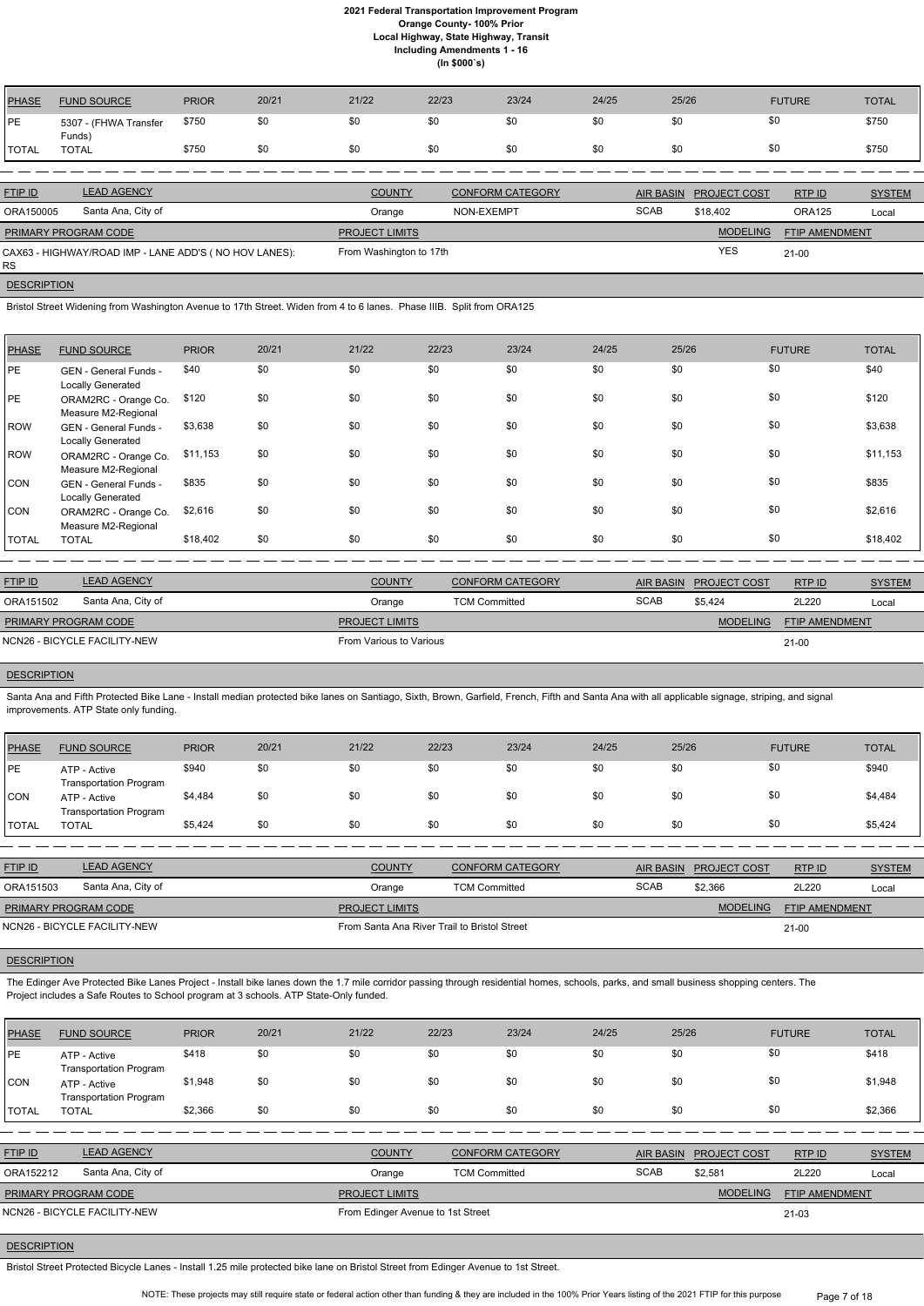| PHASE | FUND SOURCE | PRIOR | 20/21 | 21/22 | 22/23 | 23/24 | 24/25 | 25/26 | FUTURE | TOTAL |
|---|---|---|---|---|---|---|---|---|---|---|
| PE | 5307 - (FHWA Transfer Funds) | $750 | $0 | $0 | $0 | $0 | $0 | $0 | $0 | $750 |
| TOTAL | TOTAL | $750 | $0 | $0 | $0 | $0 | $0 | $0 | $0 | $750 |

| FTIP ID | LEAD AGENCY | COUNTY | CONFORM CATEGORY | AIR BASIN | PROJECT COST | RTP ID | SYSTEM |
|---|---|---|---|---|---|---|---|
| ORA150005 | Santa Ana, City of | Orange | NON-EXEMPT | SCAB | $18,402 | ORA125 | Local |

| PRIMARY PROGRAM CODE | PROJECT LIMITS | MODELING | FTIP AMENDMENT |
|---|---|---|---|
| CAX63 - HIGHWAY/ROAD IMP - LANE ADD'S ( NO HOV LANES): RS | From Washington to 17th | YES | 21-00 |

**DESCRIPTION**

Bristol Street Widening from Washington Avenue to 17th Street. Widen from 4 to 6 lanes. Phase IIIB. Split from ORA125

| PHASE | FUND SOURCE | PRIOR | 20/21 | 21/22 | 22/23 | 23/24 | 24/25 | 25/26 | FUTURE | TOTAL |
|---|---|---|---|---|---|---|---|---|---|---|
| PE | GEN - General Funds - Locally Generated | $40 | $0 | $0 | $0 | $0 | $0 | $0 | $0 | $40 |
| PE | ORAM2RC - Orange Co. Measure M2-Regional | $120 | $0 | $0 | $0 | $0 | $0 | $0 | $0 | $120 |
| ROW | GEN - General Funds - Locally Generated | $3,638 | $0 | $0 | $0 | $0 | $0 | $0 | $0 | $3,638 |
| ROW | ORAM2RC - Orange Co. Measure M2-Regional | $11,153 | $0 | $0 | $0 | $0 | $0 | $0 | $0 | $11,153 |
| CON | GEN - General Funds - Locally Generated | $835 | $0 | $0 | $0 | $0 | $0 | $0 | $0 | $835 |
| CON | ORAM2RC - Orange Co. Measure M2-Regional | $2,616 | $0 | $0 | $0 | $0 | $0 | $0 | $0 | $2,616 |
| TOTAL | TOTAL | $18,402 | $0 | $0 | $0 | $0 | $0 | $0 | $0 | $18,402 |

| FTIP ID | LEAD AGENCY | COUNTY | CONFORM CATEGORY | AIR BASIN | PROJECT COST | RTP ID | SYSTEM |
|---|---|---|---|---|---|---|---|
| ORA151502 | Santa Ana, City of | Orange | TCM Committed | SCAB | $5,424 | 2L220 | Local |

| PRIMARY PROGRAM CODE | PROJECT LIMITS | MODELING | FTIP AMENDMENT |
|---|---|---|---|
| NCN26 - BICYCLE FACILITY-NEW | From Various to Various | | 21-00 |

**DESCRIPTION**

Santa Ana and Fifth Protected Bike Lane - Install median protected bike lanes on Santiago, Sixth, Brown, Garfield, French, Fifth and Santa Ana with all applicable signage, striping, and signal improvements. ATP State only funding.

| PHASE | FUND SOURCE | PRIOR | 20/21 | 21/22 | 22/23 | 23/24 | 24/25 | 25/26 | FUTURE | TOTAL |
|---|---|---|---|---|---|---|---|---|---|---|
| PE | ATP - Active Transportation Program | $940 | $0 | $0 | $0 | $0 | $0 | $0 | $0 | $940 |
| CON | ATP - Active Transportation Program | $4,484 | $0 | $0 | $0 | $0 | $0 | $0 | $0 | $4,484 |
| TOTAL | TOTAL | $5,424 | $0 | $0 | $0 | $0 | $0 | $0 | $0 | $5,424 |

| FTIP ID | LEAD AGENCY | COUNTY | CONFORM CATEGORY | AIR BASIN | PROJECT COST | RTP ID | SYSTEM |
|---|---|---|---|---|---|---|---|
| ORA151503 | Santa Ana, City of | Orange | TCM Committed | SCAB | $2,366 | 2L220 | Local |

| PRIMARY PROGRAM CODE | PROJECT LIMITS | MODELING | FTIP AMENDMENT |
|---|---|---|---|
| NCN26 - BICYCLE FACILITY-NEW | From Santa Ana River Trail to Bristol Street | | 21-00 |

**DESCRIPTION**

The Edinger Ave Protected Bike Lanes Project - Install bike lanes down the 1.7 mile corridor passing through residential homes, schools, parks, and small business shopping centers. The Project includes a Safe Routes to School program at 3 schools. ATP State-Only funded.

| PHASE | FUND SOURCE | PRIOR | 20/21 | 21/22 | 22/23 | 23/24 | 24/25 | 25/26 | FUTURE | TOTAL |
|---|---|---|---|---|---|---|---|---|---|---|
| PE | ATP - Active Transportation Program | $418 | $0 | $0 | $0 | $0 | $0 | $0 | $0 | $418 |
| CON | ATP - Active Transportation Program | $1,948 | $0 | $0 | $0 | $0 | $0 | $0 | $0 | $1,948 |
| TOTAL | TOTAL | $2,366 | $0 | $0 | $0 | $0 | $0 | $0 | $0 | $2,366 |

| FTIP ID | LEAD AGENCY | COUNTY | CONFORM CATEGORY | AIR BASIN | PROJECT COST | RTP ID | SYSTEM |
|---|---|---|---|---|---|---|---|
| ORA152212 | Santa Ana, City of | Orange | TCM Committed | SCAB | $2,581 | 2L220 | Local |

| PRIMARY PROGRAM CODE | PROJECT LIMITS | MODELING | FTIP AMENDMENT |
|---|---|---|---|
| NCN26 - BICYCLE FACILITY-NEW | From Edinger Avenue to 1st Street | | 21-03 |

**DESCRIPTION**

Bristol Street Protected Bicycle Lanes - Install 1.25 mile protected bike lane on Bristol Street from Edinger Avenue to 1st Street.

NOTE: These projects may still require state or federal action other than funding & they are included in the 100% Prior Years listing of the 2021 FTIP for this purpose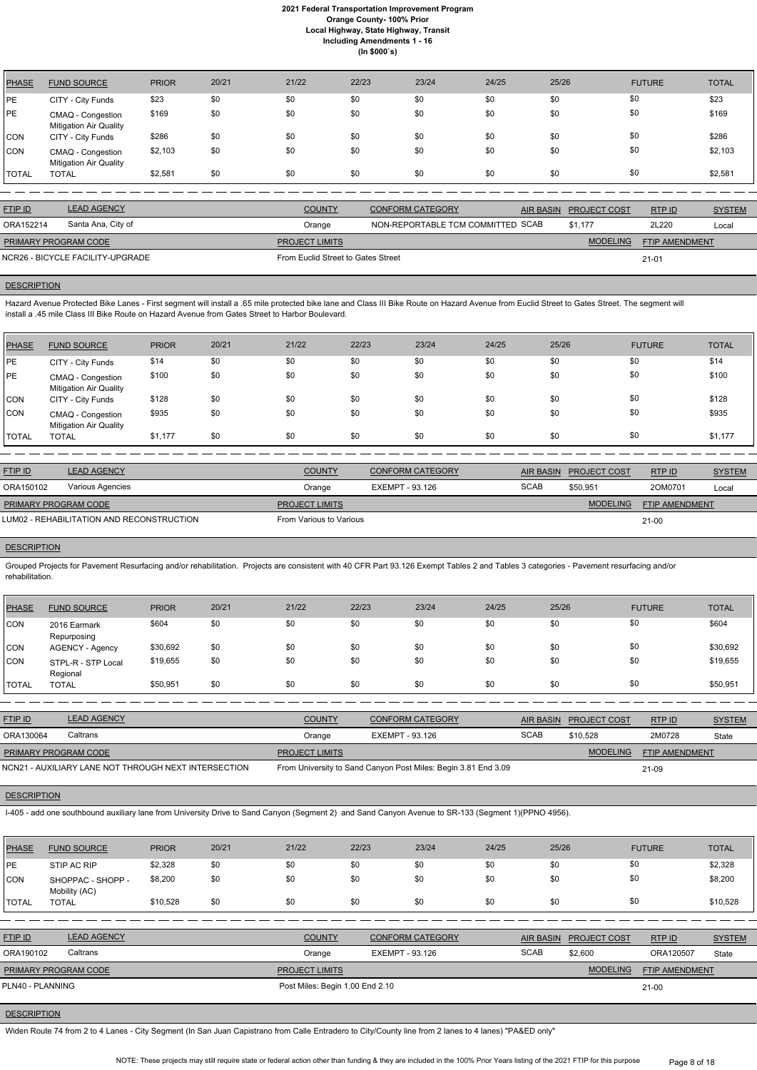| PHASE | FUND SOURCE | PRIOR | 20/21 | 21/22 | 22/23 | 23/24 | 24/25 | 25/26 | FUTURE | TOTAL |
|---|---|---|---|---|---|---|---|---|---|---|
| PE | CITY - City Funds | $23 | $0 | $0 | $0 | $0 | $0 | $0 | $0 | $23 |
| PE | CMAQ - Congestion Mitigation Air Quality | $169 | $0 | $0 | $0 | $0 | $0 | $0 | $0 | $169 |
| CON | CITY - City Funds | $286 | $0 | $0 | $0 | $0 | $0 | $0 | $0 | $286 |
| CON | CMAQ - Congestion Mitigation Air Quality | $2,103 | $0 | $0 | $0 | $0 | $0 | $0 | $0 | $2,103 |
| TOTAL | TOTAL | $2,581 | $0 | $0 | $0 | $0 | $0 | $0 | $0 | $2,581 |

| FTIP ID | LEAD AGENCY | COUNTY | CONFORM CATEGORY | AIR BASIN | PROJECT COST | RTP ID | SYSTEM |
|---|---|---|---|---|---|---|---|
| ORA152214 | Santa Ana, City of | Orange | NON-REPORTABLE TCM COMMITTED | SCAB | $1,177 | 2L220 | Local |

| PRIMARY PROGRAM CODE | PROJECT LIMITS | MODELING | FTIP AMENDMENT |
|---|---|---|---|
| NCR26 - BICYCLE FACILITY-UPGRADE | From Euclid Street to Gates Street | | 21-01 |

**DESCRIPTION**

Hazard Avenue Protected Bike Lanes - First segment will install a .65 mile protected bike lane and Class III Bike Route on Hazard Avenue from Euclid Street to Gates Street. The segment will install a .45 mile Class III Bike Route on Hazard Avenue from Gates Street to Harbor Boulevard.

| PHASE | FUND SOURCE | PRIOR | 20/21 | 21/22 | 22/23 | 23/24 | 24/25 | 25/26 | FUTURE | TOTAL |
|---|---|---|---|---|---|---|---|---|---|---|
| PE | CITY - City Funds | $14 | $0 | $0 | $0 | $0 | $0 | $0 | $0 | $14 |
| PE | CMAQ - Congestion Mitigation Air Quality | $100 | $0 | $0 | $0 | $0 | $0 | $0 | $0 | $100 |
| CON | CITY - City Funds | $128 | $0 | $0 | $0 | $0 | $0 | $0 | $0 | $128 |
| CON | CMAQ - Congestion Mitigation Air Quality | $935 | $0 | $0 | $0 | $0 | $0 | $0 | $0 | $935 |
| TOTAL | TOTAL | $1,177 | $0 | $0 | $0 | $0 | $0 | $0 | $0 | $1,177 |

| FTIP ID | LEAD AGENCY | COUNTY | CONFORM CATEGORY | AIR BASIN | PROJECT COST | RTP ID | SYSTEM |
|---|---|---|---|---|---|---|---|
| ORA150102 | Various Agencies | Orange | EXEMPT - 93.126 | SCAB | $50,951 | 2OM0701 | Local |

| PRIMARY PROGRAM CODE | PROJECT LIMITS | MODELING | FTIP AMENDMENT |
|---|---|---|---|
| LUM02 - REHABILITATION AND RECONSTRUCTION | From Various to Various | | 21-00 |

**DESCRIPTION**

Grouped Projects for Pavement Resurfacing and/or rehabilitation. Projects are consistent with 40 CFR Part 93.126 Exempt Tables 2 and Tables 3 categories - Pavement resurfacing and/or rehabilitation.

| PHASE | FUND SOURCE | PRIOR | 20/21 | 21/22 | 22/23 | 23/24 | 24/25 | 25/26 | FUTURE | TOTAL |
|---|---|---|---|---|---|---|---|---|---|---|
| CON | 2016 Earmark Repurposing | $604 | $0 | $0 | $0 | $0 | $0 | $0 | $0 | $604 |
| CON | AGENCY - Agency | $30,692 | $0 | $0 | $0 | $0 | $0 | $0 | $0 | $30,692 |
| CON | STPL-R - STP Local Regional | $19,655 | $0 | $0 | $0 | $0 | $0 | $0 | $0 | $19,655 |
| TOTAL | TOTAL | $50,951 | $0 | $0 | $0 | $0 | $0 | $0 | $0 | $50,951 |

| FTIP ID | LEAD AGENCY | COUNTY | CONFORM CATEGORY | AIR BASIN | PROJECT COST | RTP ID | SYSTEM |
|---|---|---|---|---|---|---|---|
| ORA130064 | Caltrans | Orange | EXEMPT - 93.126 | SCAB | $10,528 | 2M0728 | State |

| PRIMARY PROGRAM CODE | PROJECT LIMITS | MODELING | FTIP AMENDMENT |
|---|---|---|---|
| NCN21 - AUXILIARY LANE NOT THROUGH INTERSECTION | From University to Sand Canyon Post Miles: Begin 3.81 End 3.09 | | 21-09 |

**DESCRIPTION**

I-405 - add one southbound auxiliary lane from University Drive to Sand Canyon (Segment 2) and Sand Canyon Avenue to SR-133 (Segment 1)(PPNO 4956).

| PHASE | FUND SOURCE | PRIOR | 20/21 | 21/22 | 22/23 | 23/24 | 24/25 | 25/26 | FUTURE | TOTAL |
|---|---|---|---|---|---|---|---|---|---|---|
| PE | STIP AC RIP | $2,328 | $0 | $0 | $0 | $0 | $0 | $0 | $0 | $2,328 |
| CON | SHOPPAC - SHOPP - Mobility (AC) | $8,200 | $0 | $0 | $0 | $0 | $0 | $0 | $0 | $8,200 |
| TOTAL | TOTAL | $10,528 | $0 | $0 | $0 | $0 | $0 | $0 | $0 | $10,528 |

| FTIP ID | LEAD AGENCY | COUNTY | CONFORM CATEGORY | AIR BASIN | PROJECT COST | RTP ID | SYSTEM |
|---|---|---|---|---|---|---|---|
| ORA190102 | Caltrans | Orange | EXEMPT - 93.126 | SCAB | $2,600 | ORA120507 | State |

| PRIMARY PROGRAM CODE | PROJECT LIMITS | MODELING | FTIP AMENDMENT |
|---|---|---|---|
| PLN40 - PLANNING | Post Miles: Begin 1.00 End 2.10 | | 21-00 |

**DESCRIPTION**

Widen Route 74 from 2 to 4 Lanes - City Segment (In San Juan Capistrano from Calle Entradero to City/County line from 2 lanes to 4 lanes) "PA&ED only"

NOTE: These projects may still require state or federal action other than funding & they are included in the 100% Prior Years listing of the 2021 FTIP for this purpose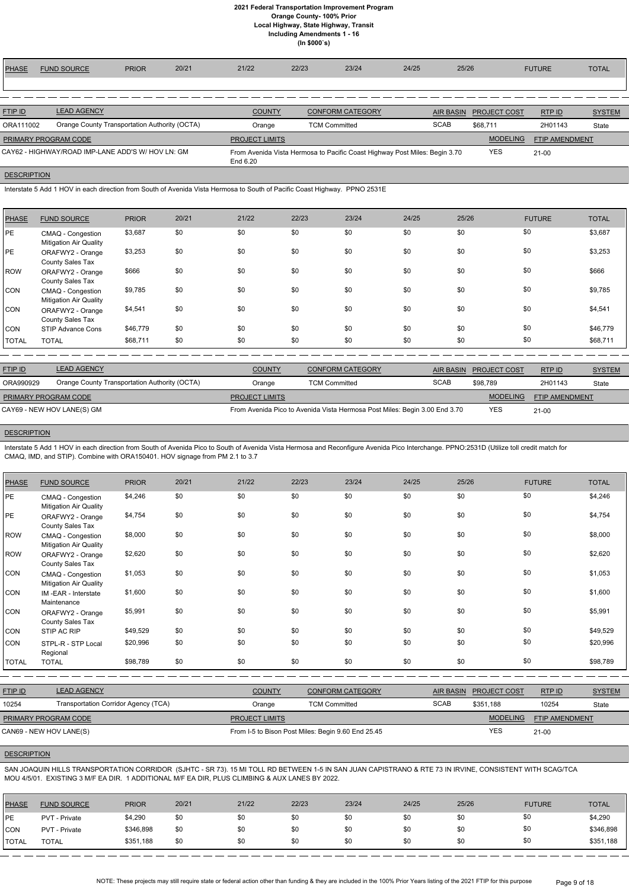**2021 Federal Transportation Improvement Program**
**Orange County- 100% Prior**
**Local Highway, State Highway, Transit**
**Including Amendments 1 - 16**
**(In $000`s)**

| PHASE | FUND SOURCE | PRIOR | 20/21 | 21/22 | 22/23 | 23/24 | 24/25 | 25/26 | FUTURE | TOTAL |
|---|---|---|---|---|---|---|---|---|---|---|

| FTIP ID | LEAD AGENCY | COUNTY | CONFORM CATEGORY | AIR BASIN | PROJECT COST | RTP ID | SYSTEM |
|---|---|---|---|---|---|---|---|
| ORA111002 | Orange County Transportation Authority (OCTA) | Orange | TCM Committed | SCAB | $68,711 | 2H01143 | State |

| PRIMARY PROGRAM CODE | PROJECT LIMITS | MODELING | FTIP AMENDMENT |
|---|---|---|---|
| CAY62 - HIGHWAY/ROAD IMP-LANE ADD'S W/ HOV LN: GM | From Avenida Vista Hermosa to Pacific Coast Highway Post Miles: Begin 3.70 End 6.20 | YES | 21-00 |

**DESCRIPTION**

Interstate 5 Add 1 HOV in each direction from South of Avenida Vista Hermosa to South of Pacific Coast Highway. PPNO 2531E

| PHASE | FUND SOURCE | PRIOR | 20/21 | 21/22 | 22/23 | 23/24 | 24/25 | 25/26 | FUTURE | TOTAL |
|---|---|---|---|---|---|---|---|---|---|---|
| PE | CMAQ - Congestion Mitigation Air Quality | $3,687 | $0 | $0 | $0 | $0 | $0 | $0 | $0 | $3,687 |
| PE | ORAFWY2 - Orange County Sales Tax | $3,253 | $0 | $0 | $0 | $0 | $0 | $0 | $0 | $3,253 |
| ROW | ORAFWY2 - Orange County Sales Tax | $666 | $0 | $0 | $0 | $0 | $0 | $0 | $0 | $666 |
| CON | CMAQ - Congestion Mitigation Air Quality | $9,785 | $0 | $0 | $0 | $0 | $0 | $0 | $0 | $9,785 |
| CON | ORAFWY2 - Orange County Sales Tax | $4,541 | $0 | $0 | $0 | $0 | $0 | $0 | $0 | $4,541 |
| CON | STIP Advance Cons | $46,779 | $0 | $0 | $0 | $0 | $0 | $0 | $0 | $46,779 |
| TOTAL | TOTAL | $68,711 | $0 | $0 | $0 | $0 | $0 | $0 | $0 | $68,711 |

| FTIP ID | LEAD AGENCY | COUNTY | CONFORM CATEGORY | AIR BASIN | PROJECT COST | RTP ID | SYSTEM |
|---|---|---|---|---|---|---|---|
| ORA990929 | Orange County Transportation Authority (OCTA) | Orange | TCM Committed | SCAB | $98,789 | 2H01143 | State |

| PRIMARY PROGRAM CODE | PROJECT LIMITS | MODELING | FTIP AMENDMENT |
|---|---|---|---|
| CAY69 - NEW HOV LANE(S) GM | From Avenida Pico to Avenida Vista Hermosa Post Miles: Begin 3.00 End 3.70 | YES | 21-00 |

**DESCRIPTION**

Interstate 5 Add 1 HOV in each direction from South of Avenida Pico to South of Avenida Vista Hermosa and Reconfigure Avenida Pico Interchange. PPNO:2531D (Utilize toll credit match for CMAQ, IMD, and STIP). Combine with ORA150401. HOV signage from PM 2.1 to 3.7

| PHASE | FUND SOURCE | PRIOR | 20/21 | 21/22 | 22/23 | 23/24 | 24/25 | 25/26 | FUTURE | TOTAL |
|---|---|---|---|---|---|---|---|---|---|---|
| PE | CMAQ - Congestion Mitigation Air Quality | $4,246 | $0 | $0 | $0 | $0 | $0 | $0 | $0 | $4,246 |
| PE | ORAFWY2 - Orange County Sales Tax | $4,754 | $0 | $0 | $0 | $0 | $0 | $0 | $0 | $4,754 |
| ROW | CMAQ - Congestion Mitigation Air Quality | $8,000 | $0 | $0 | $0 | $0 | $0 | $0 | $0 | $8,000 |
| ROW | ORAFWY2 - Orange County Sales Tax | $2,620 | $0 | $0 | $0 | $0 | $0 | $0 | $0 | $2,620 |
| CON | CMAQ - Congestion Mitigation Air Quality | $1,053 | $0 | $0 | $0 | $0 | $0 | $0 | $0 | $1,053 |
| CON | IM -EAR - Interstate Maintenance | $1,600 | $0 | $0 | $0 | $0 | $0 | $0 | $0 | $1,600 |
| CON | ORAFWY2 - Orange County Sales Tax | $5,991 | $0 | $0 | $0 | $0 | $0 | $0 | $0 | $5,991 |
| CON | STIP AC RIP | $49,529 | $0 | $0 | $0 | $0 | $0 | $0 | $0 | $49,529 |
| CON | STPL-R - STP Local Regional | $20,996 | $0 | $0 | $0 | $0 | $0 | $0 | $0 | $20,996 |
| TOTAL | TOTAL | $98,789 | $0 | $0 | $0 | $0 | $0 | $0 | $0 | $98,789 |

| FTIP ID | LEAD AGENCY | COUNTY | CONFORM CATEGORY | AIR BASIN | PROJECT COST | RTP ID | SYSTEM |
|---|---|---|---|---|---|---|---|
| 10254 | Transportation Corridor Agency (TCA) | Orange | TCM Committed | SCAB | $351,188 | 10254 | State |

| PRIMARY PROGRAM CODE | PROJECT LIMITS | MODELING | FTIP AMENDMENT |
|---|---|---|---|
| CAN69 - NEW HOV LANE(S) | From I-5 to Bison Post Miles: Begin 9.60 End 25.45 | YES | 21-00 |

**DESCRIPTION**

SAN JOAQUIN HILLS TRANSPORTATION CORRIDOR (SJHTC - SR 73). 15 MI TOLL RD BETWEEN 1-5 IN SAN JUAN CAPISTRANO & RTE 73 IN IRVINE, CONSISTENT WITH SCAG/TCA MOU 4/5/01. EXISTING 3 M/F EA DIR. 1 ADDITIONAL M/F EA DIR, PLUS CLIMBING & AUX LANES BY 2022.

| PHASE | FUND SOURCE | PRIOR | 20/21 | 21/22 | 22/23 | 23/24 | 24/25 | 25/26 | FUTURE | TOTAL |
|---|---|---|---|---|---|---|---|---|---|---|
| PE | PVT - Private | $4,290 | $0 | $0 | $0 | $0 | $0 | $0 | $0 | $4,290 |
| CON | PVT - Private | $346,898 | $0 | $0 | $0 | $0 | $0 | $0 | $0 | $346,898 |
| TOTAL | TOTAL | $351,188 | $0 | $0 | $0 | $0 | $0 | $0 | $0 | $351,188 |

NOTE: These projects may still require state or federal action other than funding & they are included in the 100% Prior Years listing of the 2021 FTIP for this purpose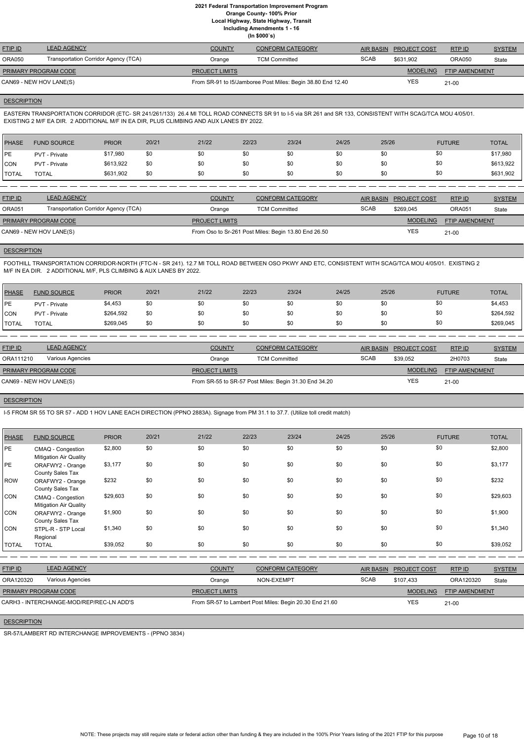# 2021 Federal Transportation Improvement Program
## Orange County- 100% Prior
### Local Highway, State Highway, Transit
### Including Amendments 1 - 16
### (In $000`s)

| FTIP ID | LEAD AGENCY | COUNTY | CONFORM CATEGORY | AIR BASIN | PROJECT COST | RTP ID | SYSTEM |
|---|---|---|---|---|---|---|---|
| ORA050 | Transportation Corridor Agency (TCA) | Orange | TCM Committed | SCAB | $631,902 | ORA050 | State |

| PRIMARY PROGRAM CODE | PROJECT LIMITS | MODELING | FTIP AMENDMENT |
|---|---|---|---|
| CAN69 - NEW HOV LANE(S) | From SR-91 to I5/Jamboree Post Miles: Begin 38.80 End 12.40 | YES | 21-00 |

**DESCRIPTION**

EASTERN TRANSPORTATION CORRIDOR (ETC- SR 241/261/133) 26.4 MI TOLL ROAD CONNECTS SR 91 to I-5 via SR 261 and SR 133, CONSISTENT WITH SCAG/TCA MOU 4/05/01. EXISTING 2 M/F EA DIR. 2 ADDITIONAL M/F IN EA DIR, PLUS CLIMBING AND AUX LANES BY 2022.

| PHASE | FUND SOURCE | PRIOR | 20/21 | 21/22 | 22/23 | 23/24 | 24/25 | 25/26 | FUTURE | TOTAL |
|---|---|---|---|---|---|---|---|---|---|---|
| PE | PVT - Private | $17,980 | $0 | $0 | $0 | $0 | $0 | $0 | $0 | $17,980 |
| CON | PVT - Private | $613,922 | $0 | $0 | $0 | $0 | $0 | $0 | $0 | $613,922 |
| TOTAL | TOTAL | $631,902 | $0 | $0 | $0 | $0 | $0 | $0 | $0 | $631,902 |

| FTIP ID | LEAD AGENCY | COUNTY | CONFORM CATEGORY | AIR BASIN | PROJECT COST | RTP ID | SYSTEM |
|---|---|---|---|---|---|---|---|
| ORA051 | Transportation Corridor Agency (TCA) | Orange | TCM Committed | SCAB | $269,045 | ORA051 | State |

| PRIMARY PROGRAM CODE | PROJECT LIMITS | MODELING | FTIP AMENDMENT |
|---|---|---|---|
| CAN69 - NEW HOV LANE(S) | From Oso to Sr-261 Post Miles: Begin 13.80 End 26.50 | YES | 21-00 |

**DESCRIPTION**

FOOTHILL TRANSPORTATION CORRIDOR-NORTH (FTC-N - SR 241). 12.7 MI TOLL ROAD BETWEEN OSO PKWY AND ETC, CONSISTENT WITH SCAG/TCA MOU 4/05/01. EXISTING 2 M/F IN EA DIR. 2 ADDITIONAL M/F, PLS CLIMBING & AUX LANES BY 2022.

| PHASE | FUND SOURCE | PRIOR | 20/21 | 21/22 | 22/23 | 23/24 | 24/25 | 25/26 | FUTURE | TOTAL |
|---|---|---|---|---|---|---|---|---|---|---|
| PE | PVT - Private | $4,453 | $0 | $0 | $0 | $0 | $0 | $0 | $0 | $4,453 |
| CON | PVT - Private | $264,592 | $0 | $0 | $0 | $0 | $0 | $0 | $0 | $264,592 |
| TOTAL | TOTAL | $269,045 | $0 | $0 | $0 | $0 | $0 | $0 | $0 | $269,045 |

| FTIP ID | LEAD AGENCY | COUNTY | CONFORM CATEGORY | AIR BASIN | PROJECT COST | RTP ID | SYSTEM |
|---|---|---|---|---|---|---|---|
| ORA111210 | Various Agencies | Orange | TCM Committed | SCAB | $39,052 | 2H0703 | State |

| PRIMARY PROGRAM CODE | PROJECT LIMITS | MODELING | FTIP AMENDMENT |
|---|---|---|---|
| CAN69 - NEW HOV LANE(S) | From SR-55 to SR-57 Post Miles: Begin 31.30 End 34.20 | YES | 21-00 |

**DESCRIPTION**

I-5 FROM SR 55 TO SR 57 - ADD 1 HOV LANE EACH DIRECTION (PPNO 2883A). Signage from PM 31.1 to 37.7. (Utilize toll credit match)

| PHASE | FUND SOURCE | PRIOR | 20/21 | 21/22 | 22/23 | 23/24 | 24/25 | 25/26 | FUTURE | TOTAL |
|---|---|---|---|---|---|---|---|---|---|---|
| PE | CMAQ - Congestion Mitigation Air Quality | $2,800 | $0 | $0 | $0 | $0 | $0 | $0 | $0 | $2,800 |
| PE | ORAFWY2 - Orange County Sales Tax | $3,177 | $0 | $0 | $0 | $0 | $0 | $0 | $0 | $3,177 |
| ROW | ORAFWY2 - Orange County Sales Tax | $232 | $0 | $0 | $0 | $0 | $0 | $0 | $0 | $232 |
| CON | CMAQ - Congestion Mitigation Air Quality | $29,603 | $0 | $0 | $0 | $0 | $0 | $0 | $0 | $29,603 |
| CON | ORAFWY2 - Orange County Sales Tax | $1,900 | $0 | $0 | $0 | $0 | $0 | $0 | $0 | $1,900 |
| CON | STPL-R - STP Local Regional | $1,340 | $0 | $0 | $0 | $0 | $0 | $0 | $0 | $1,340 |
| TOTAL | TOTAL | $39,052 | $0 | $0 | $0 | $0 | $0 | $0 | $0 | $39,052 |

| FTIP ID | LEAD AGENCY | COUNTY | CONFORM CATEGORY | AIR BASIN | PROJECT COST | RTP ID | SYSTEM |
|---|---|---|---|---|---|---|---|
| ORA120320 | Various Agencies | Orange | NON-EXEMPT | SCAB | $107,433 | ORA120320 | State |

| PRIMARY PROGRAM CODE | PROJECT LIMITS | MODELING | FTIP AMENDMENT |
|---|---|---|---|
| CARH3 - INTERCHANGE-MOD/REP/REC-LN ADD'S | From SR-57 to Lambert Post Miles: Begin 20.30 End 21.60 | YES | 21-00 |

**DESCRIPTION**

SR-57/LAMBERT RD INTERCHANGE IMPROVEMENTS - (PPNO 3834)

NOTE: These projects may still require state or federal action other than funding & they are included in the 100% Prior Years listing of the 2021 FTIP for this purpose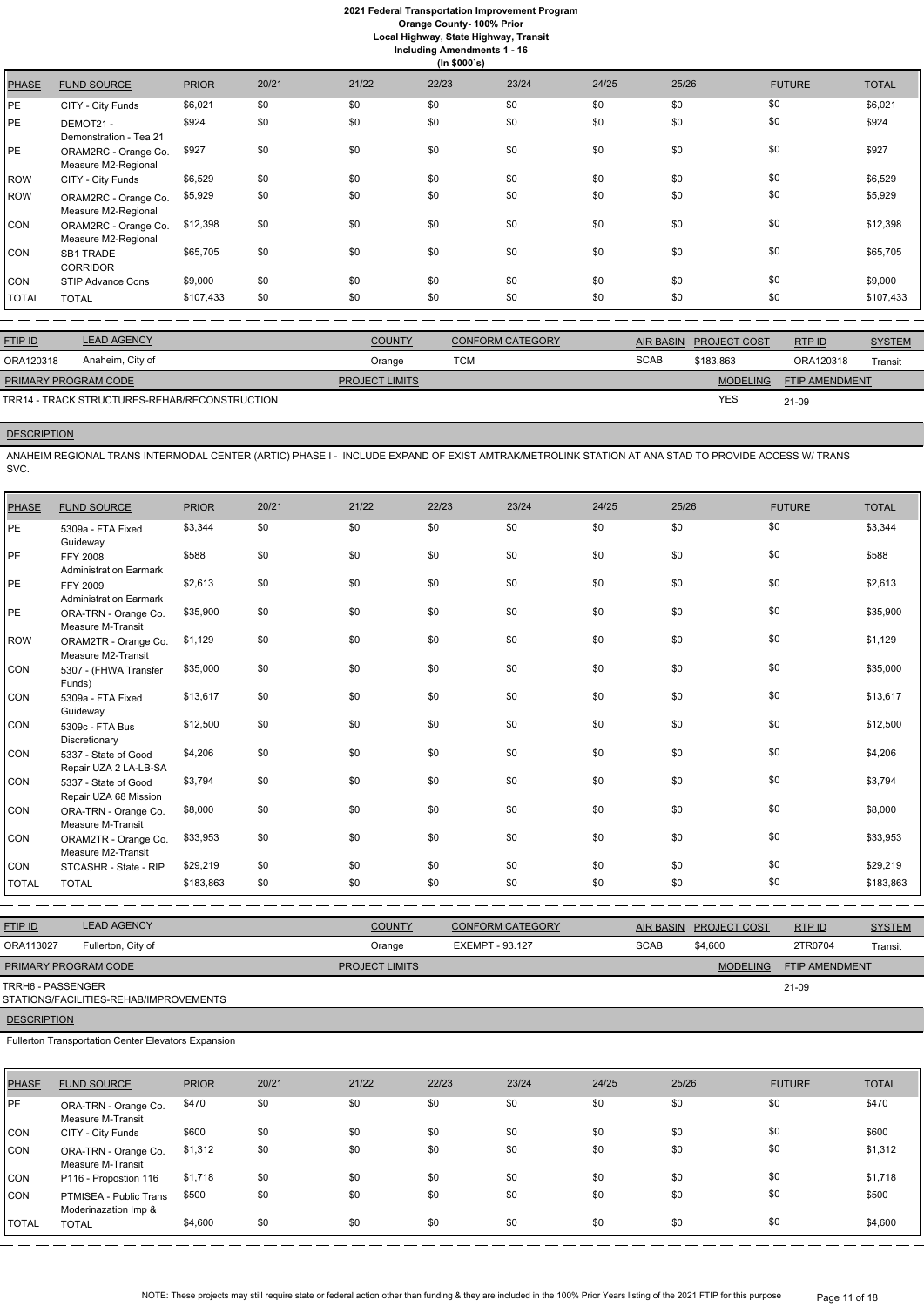# 2021 Federal Transportation Improvement Program

**Orange County- 100% Prior**

**Local Highway, State Highway, Transit**

**Including Amendments 1 - 16**

**(In $000`s)**

| PHASE | FUND SOURCE | PRIOR | 20/21 | 21/22 | 22/23 | 23/24 | 24/25 | 25/26 | FUTURE | TOTAL |
|---|---|---|---|---|---|---|---|---|---|---|
| PE | CITY - City Funds | $6,021 | $0 | $0 | $0 | $0 | $0 | $0 | $0 | $6,021 |
| PE | DEMOT21 - Demonstration - Tea 21 | $924 | $0 | $0 | $0 | $0 | $0 | $0 | $0 | $924 |
| PE | ORAM2RC - Orange Co. Measure M2-Regional | $927 | $0 | $0 | $0 | $0 | $0 | $0 | $0 | $927 |
| ROW | CITY - City Funds | $6,529 | $0 | $0 | $0 | $0 | $0 | $0 | $0 | $6,529 |
| ROW | ORAM2RC - Orange Co. Measure M2-Regional | $5,929 | $0 | $0 | $0 | $0 | $0 | $0 | $0 | $5,929 |
| CON | ORAM2RC - Orange Co. Measure M2-Regional | $12,398 | $0 | $0 | $0 | $0 | $0 | $0 | $0 | $12,398 |
| CON | SB1 TRADE CORRIDOR | $65,705 | $0 | $0 | $0 | $0 | $0 | $0 | $0 | $65,705 |
| CON | STIP Advance Cons | $9,000 | $0 | $0 | $0 | $0 | $0 | $0 | $0 | $9,000 |
| TOTAL | TOTAL | $107,433 | $0 | $0 | $0 | $0 | $0 | $0 | $0 | $107,433 |

| FTIP ID | LEAD AGENCY | COUNTY | CONFORM CATEGORY | AIR BASIN | PROJECT COST | RTP ID | SYSTEM |
|---|---|---|---|---|---|---|---|
| ORA120318 | Anaheim, City of | Orange | TCM | SCAB | $183,863 | ORA120318 | Transit |

| PRIMARY PROGRAM CODE | PROJECT LIMITS | MODELING | FTIP AMENDMENT |
|---|---|---|---|
| TRR14 - TRACK STRUCTURES-REHAB/RECONSTRUCTION | | YES | 21-09 |

**DESCRIPTION**

ANAHEIM REGIONAL TRANS INTERMODAL CENTER (ARTIC) PHASE I - INCLUDE EXPAND OF EXIST AMTRAK/METROLINK STATION AT ANA STAD TO PROVIDE ACCESS W/ TRANS SVC.

| PHASE | FUND SOURCE | PRIOR | 20/21 | 21/22 | 22/23 | 23/24 | 24/25 | 25/26 | FUTURE | TOTAL |
|---|---|---|---|---|---|---|---|---|---|---|
| PE | 5309a - FTA Fixed Guideway | $3,344 | $0 | $0 | $0 | $0 | $0 | $0 | $0 | $3,344 |
| PE | FFY 2008 Administration Earmark | $588 | $0 | $0 | $0 | $0 | $0 | $0 | $0 | $588 |
| PE | FFY 2009 Administration Earmark | $2,613 | $0 | $0 | $0 | $0 | $0 | $0 | $0 | $2,613 |
| PE | ORA-TRN - Orange Co. Measure M-Transit | $35,900 | $0 | $0 | $0 | $0 | $0 | $0 | $0 | $35,900 |
| ROW | ORAM2TR - Orange Co. Measure M2-Transit | $1,129 | $0 | $0 | $0 | $0 | $0 | $0 | $0 | $1,129 |
| CON | 5307 - (FHWA Transfer Funds) | $35,000 | $0 | $0 | $0 | $0 | $0 | $0 | $0 | $35,000 |
| CON | 5309a - FTA Fixed Guideway | $13,617 | $0 | $0 | $0 | $0 | $0 | $0 | $0 | $13,617 |
| CON | 5309c - FTA Bus Discretionary | $12,500 | $0 | $0 | $0 | $0 | $0 | $0 | $0 | $12,500 |
| CON | 5337 - State of Good Repair UZA 2 LA-LB-SA | $4,206 | $0 | $0 | $0 | $0 | $0 | $0 | $0 | $4,206 |
| CON | 5337 - State of Good Repair UZA 68 Mission | $3,794 | $0 | $0 | $0 | $0 | $0 | $0 | $0 | $3,794 |
| CON | ORA-TRN - Orange Co. Measure M-Transit | $8,000 | $0 | $0 | $0 | $0 | $0 | $0 | $0 | $8,000 |
| CON | ORAM2TR - Orange Co. Measure M2-Transit | $33,953 | $0 | $0 | $0 | $0 | $0 | $0 | $0 | $33,953 |
| CON | STCASHR - State - RIP | $29,219 | $0 | $0 | $0 | $0 | $0 | $0 | $0 | $29,219 |
| TOTAL | TOTAL | $183,863 | $0 | $0 | $0 | $0 | $0 | $0 | $0 | $183,863 |

| FTIP ID | LEAD AGENCY | COUNTY | CONFORM CATEGORY | AIR BASIN | PROJECT COST | RTP ID | SYSTEM |
|---|---|---|---|---|---|---|---|
| ORA113027 | Fullerton, City of | Orange | EXEMPT - 93.127 | SCAB | $4,600 | 2TR0704 | Transit |

| PRIMARY PROGRAM CODE | PROJECT LIMITS | MODELING | FTIP AMENDMENT |
|---|---|---|---|
| TRRH6 - PASSENGER STATIONS/FACILITIES-REHAB/IMPROVEMENTS | | | 21-09 |

**DESCRIPTION**

Fullerton Transportation Center Elevators Expansion

| PHASE | FUND SOURCE | PRIOR | 20/21 | 21/22 | 22/23 | 23/24 | 24/25 | 25/26 | FUTURE | TOTAL |
|---|---|---|---|---|---|---|---|---|---|---|
| PE | ORA-TRN - Orange Co. Measure M-Transit | $470 | $0 | $0 | $0 | $0 | $0 | $0 | $0 | $470 |
| CON | CITY - City Funds | $600 | $0 | $0 | $0 | $0 | $0 | $0 | $0 | $600 |
| CON | ORA-TRN - Orange Co. Measure M-Transit | $1,312 | $0 | $0 | $0 | $0 | $0 | $0 | $0 | $1,312 |
| CON | P116 - Propostion 116 | $1,718 | $0 | $0 | $0 | $0 | $0 | $0 | $0 | $1,718 |
| CON | PTMISEA - Public Trans Moderinazation Imp & | $500 | $0 | $0 | $0 | $0 | $0 | $0 | $0 | $500 |
| TOTAL | TOTAL | $4,600 | $0 | $0 | $0 | $0 | $0 | $0 | $0 | $4,600 |

NOTE: These projects may still require state or federal action other than funding & they are included in the 100% Prior Years listing of the 2021 FTIP for this purpose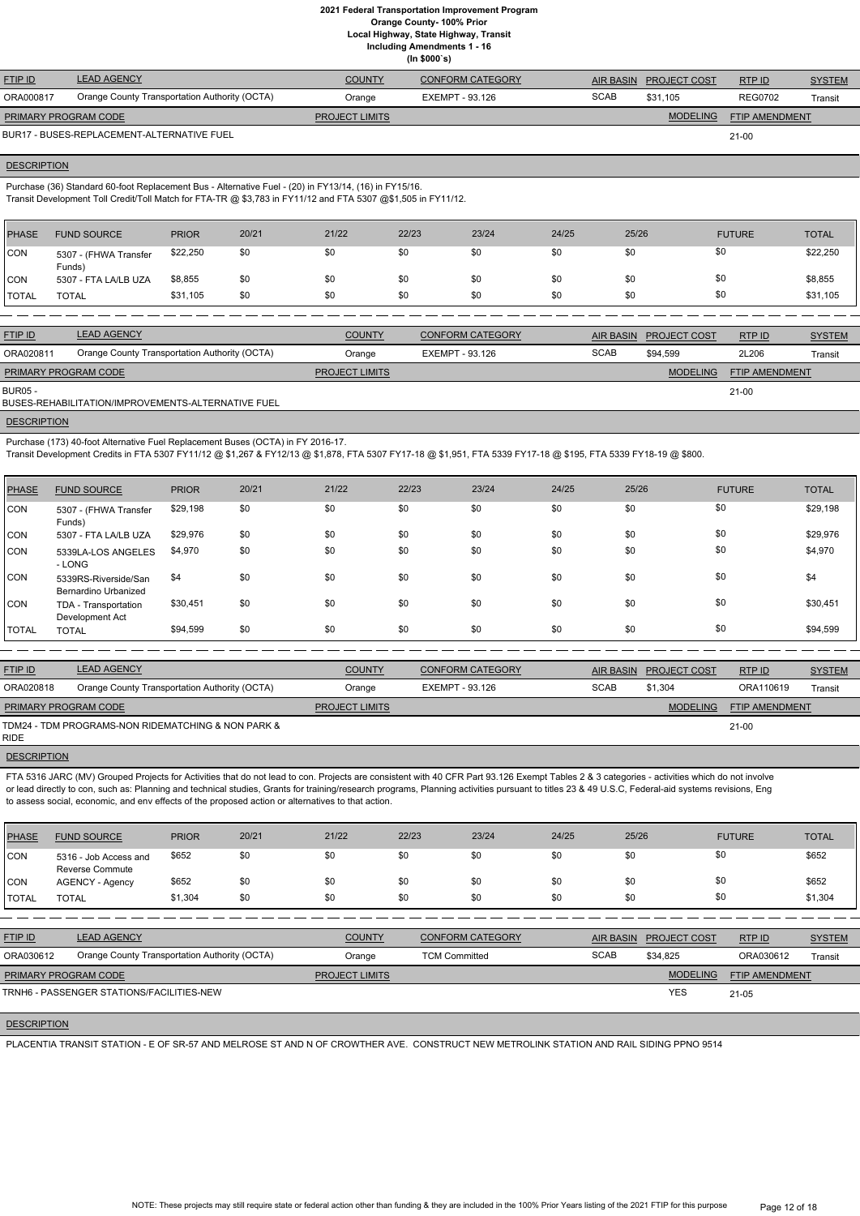# 2021 Federal Transportation Improvement Program
## Orange County- 100% Prior
### Local Highway, State Highway, Transit
### Including Amendments 1 - 16
### (In $000`s)

| FTIP ID | LEAD AGENCY | COUNTY | CONFORM CATEGORY | AIR BASIN | PROJECT COST | RTP ID | SYSTEM |
|---|---|---|---|---|---|---|---|
| ORA000817 | Orange County Transportation Authority (OCTA) | Orange | EXEMPT - 93.126 | SCAB | $31,105 | REG0702 | Transit |

| PRIMARY PROGRAM CODE | PROJECT LIMITS | MODELING | FTIP AMENDMENT |
|---|---|---|---|
| BUR17 - BUSES-REPLACEMENT-ALTERNATIVE FUEL | | | 21-00 |

**DESCRIPTION**

Purchase (36) Standard 60-foot Replacement Bus - Alternative Fuel - (20) in FY13/14, (16) in FY15/16.
Transit Development Toll Credit/Toll Match for FTA-TR @ $3,783 in FY11/12 and FTA 5307 @$1,505 in FY11/12.

| PHASE | FUND SOURCE | PRIOR | 20/21 | 21/22 | 22/23 | 23/24 | 24/25 | 25/26 | FUTURE | TOTAL |
|---|---|---|---|---|---|---|---|---|---|---|
| CON | 5307 - (FHWA Transfer Funds) | $22,250 | $0 | $0 | $0 | $0 | $0 | $0 | $0 | $22,250 |
| CON | 5307 - FTA LA/LB UZA | $8,855 | $0 | $0 | $0 | $0 | $0 | $0 | $0 | $8,855 |
| TOTAL | TOTAL | $31,105 | $0 | $0 | $0 | $0 | $0 | $0 | $0 | $31,105 |

| FTIP ID | LEAD AGENCY | COUNTY | CONFORM CATEGORY | AIR BASIN | PROJECT COST | RTP ID | SYSTEM |
|---|---|---|---|---|---|---|---|
| ORA020811 | Orange County Transportation Authority (OCTA) | Orange | EXEMPT - 93.126 | SCAB | $94,599 | 2L206 | Transit |

| PRIMARY PROGRAM CODE | PROJECT LIMITS | MODELING | FTIP AMENDMENT |
|---|---|---|---|
| BUR05 - BUSES-REHABILITATION/IMPROVEMENTS-ALTERNATIVE FUEL | | | 21-00 |

**DESCRIPTION**

Purchase (173) 40-foot Alternative Fuel Replacement Buses (OCTA) in FY 2016-17.
Transit Development Credits in FTA 5307 FY11/12 @ $1,267 & FY12/13 @ $1,878, FTA 5307 FY17-18 @ $1,951, FTA 5339 FY17-18 @ $195, FTA 5339 FY18-19 @ $800.

| PHASE | FUND SOURCE | PRIOR | 20/21 | 21/22 | 22/23 | 23/24 | 24/25 | 25/26 | FUTURE | TOTAL |
|---|---|---|---|---|---|---|---|---|---|---|
| CON | 5307 - (FHWA Transfer Funds) | $29,198 | $0 | $0 | $0 | $0 | $0 | $0 | $0 | $29,198 |
| CON | 5307 - FTA LA/LB UZA | $29,976 | $0 | $0 | $0 | $0 | $0 | $0 | $0 | $29,976 |
| CON | 5339LA-LOS ANGELES - LONG | $4,970 | $0 | $0 | $0 | $0 | $0 | $0 | $0 | $4,970 |
| CON | 5339RS-Riverside/San Bernardino Urbanized | $4 | $0 | $0 | $0 | $0 | $0 | $0 | $0 | $4 |
| CON | TDA - Transportation Development Act | $30,451 | $0 | $0 | $0 | $0 | $0 | $0 | $0 | $30,451 |
| TOTAL | TOTAL | $94,599 | $0 | $0 | $0 | $0 | $0 | $0 | $0 | $94,599 |

| FTIP ID | LEAD AGENCY | COUNTY | CONFORM CATEGORY | AIR BASIN | PROJECT COST | RTP ID | SYSTEM |
|---|---|---|---|---|---|---|---|
| ORA020818 | Orange County Transportation Authority (OCTA) | Orange | EXEMPT - 93.126 | SCAB | $1,304 | ORA110619 | Transit |

| PRIMARY PROGRAM CODE | PROJECT LIMITS | MODELING | FTIP AMENDMENT |
|---|---|---|---|
| TDM24 - TDM PROGRAMS-NON RIDEMATCHING & NON PARK & RIDE | | | 21-00 |

**DESCRIPTION**

FTA 5316 JARC (MV) Grouped Projects for Activities that do not lead to con. Projects are consistent with 40 CFR Part 93.126 Exempt Tables 2 & 3 categories - activities which do not involve or lead directly to con, such as: Planning and technical studies, Grants for training/research programs, Planning activities pursuant to titles 23 & 49 U.S.C, Federal-aid systems revisions, Eng to assess social, economic, and env effects of the proposed action or alternatives to that action.

| PHASE | FUND SOURCE | PRIOR | 20/21 | 21/22 | 22/23 | 23/24 | 24/25 | 25/26 | FUTURE | TOTAL |
|---|---|---|---|---|---|---|---|---|---|---|
| CON | 5316 - Job Access and Reverse Commute | $652 | $0 | $0 | $0 | $0 | $0 | $0 | $0 | $652 |
| CON | AGENCY - Agency | $652 | $0 | $0 | $0 | $0 | $0 | $0 | $0 | $652 |
| TOTAL | TOTAL | $1,304 | $0 | $0 | $0 | $0 | $0 | $0 | $0 | $1,304 |

| FTIP ID | LEAD AGENCY | COUNTY | CONFORM CATEGORY | AIR BASIN | PROJECT COST | RTP ID | SYSTEM |
|---|---|---|---|---|---|---|---|
| ORA030612 | Orange County Transportation Authority (OCTA) | Orange | TCM Committed | SCAB | $34,825 | ORA030612 | Transit |

| PRIMARY PROGRAM CODE | PROJECT LIMITS | MODELING | FTIP AMENDMENT |
|---|---|---|---|
| TRNH6 - PASSENGER STATIONS/FACILITIES-NEW | | YES | 21-05 |

**DESCRIPTION**

PLACENTIA TRANSIT STATION - E OF SR-57 AND MELROSE ST AND N OF CROWTHER AVE. CONSTRUCT NEW METROLINK STATION AND RAIL SIDING PPNO 9514

NOTE: These projects may still require state or federal action other than funding & they are included in the 100% Prior Years listing of the 2021 FTIP for this purpose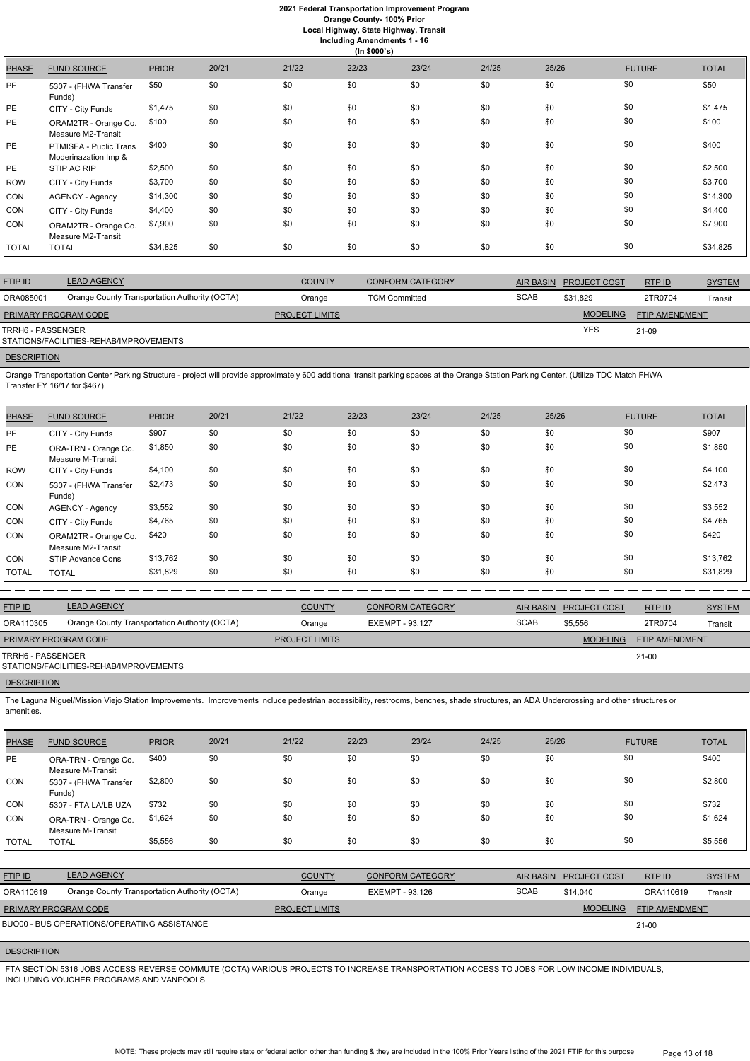**2021 Federal Transportation Improvement Program**
**Orange County- 100% Prior**
**Local Highway, State Highway, Transit**
**Including Amendments 1 - 16**
**(In $000`s)**

| PHASE | FUND SOURCE | PRIOR | 20/21 | 21/22 | 22/23 | 23/24 | 24/25 | 25/26 | FUTURE | TOTAL |
|---|---|---|---|---|---|---|---|---|---|---|
| PE | 5307 - (FHWA Transfer Funds) | $50 | $0 | $0 | $0 | $0 | $0 | $0 | $0 | $50 |
| PE | CITY - City Funds | $1,475 | $0 | $0 | $0 | $0 | $0 | $0 | $0 | $1,475 |
| PE | ORAM2TR - Orange Co. Measure M2-Transit | $100 | $0 | $0 | $0 | $0 | $0 | $0 | $0 | $100 |
| PE | PTMISEA - Public Trans Moderinazation Imp & | $400 | $0 | $0 | $0 | $0 | $0 | $0 | $0 | $400 |
| PE | STIP AC RIP | $2,500 | $0 | $0 | $0 | $0 | $0 | $0 | $0 | $2,500 |
| ROW | CITY - City Funds | $3,700 | $0 | $0 | $0 | $0 | $0 | $0 | $0 | $3,700 |
| CON | AGENCY - Agency | $14,300 | $0 | $0 | $0 | $0 | $0 | $0 | $0 | $14,300 |
| CON | CITY - City Funds | $4,400 | $0 | $0 | $0 | $0 | $0 | $0 | $0 | $4,400 |
| CON | ORAM2TR - Orange Co. Measure M2-Transit | $7,900 | $0 | $0 | $0 | $0 | $0 | $0 | $0 | $7,900 |
| TOTAL | TOTAL | $34,825 | $0 | $0 | $0 | $0 | $0 | $0 | $0 | $34,825 |

| FTIP ID | LEAD AGENCY | COUNTY | CONFORM CATEGORY | AIR BASIN | PROJECT COST | RTP ID | SYSTEM |
|---|---|---|---|---|---|---|---|
| ORA085001 | Orange County Transportation Authority (OCTA) | Orange | TCM Committed | SCAB | $31,829 | 2TR0704 | Transit |

| PRIMARY PROGRAM CODE | PROJECT LIMITS | MODELING | FTIP AMENDMENT |
|---|---|---|---|
| TRRH6 - PASSENGER STATIONS/FACILITIES-REHAB/IMPROVEMENTS | | YES | 21-09 |

**DESCRIPTION**

Orange Transportation Center Parking Structure - project will provide approximately 600 additional transit parking spaces at the Orange Station Parking Center. (Utilize TDC Match FHWA Transfer FY 16/17 for $467)

| PHASE | FUND SOURCE | PRIOR | 20/21 | 21/22 | 22/23 | 23/24 | 24/25 | 25/26 | FUTURE | TOTAL |
|---|---|---|---|---|---|---|---|---|---|---|
| PE | CITY - City Funds | $907 | $0 | $0 | $0 | $0 | $0 | $0 | $0 | $907 |
| PE | ORA-TRN - Orange Co. Measure M-Transit | $1,850 | $0 | $0 | $0 | $0 | $0 | $0 | $0 | $1,850 |
| ROW | CITY - City Funds | $4,100 | $0 | $0 | $0 | $0 | $0 | $0 | $0 | $4,100 |
| CON | 5307 - (FHWA Transfer Funds) | $2,473 | $0 | $0 | $0 | $0 | $0 | $0 | $0 | $2,473 |
| CON | AGENCY - Agency | $3,552 | $0 | $0 | $0 | $0 | $0 | $0 | $0 | $3,552 |
| CON | CITY - City Funds | $4,765 | $0 | $0 | $0 | $0 | $0 | $0 | $0 | $4,765 |
| CON | ORAM2TR - Orange Co. Measure M2-Transit | $420 | $0 | $0 | $0 | $0 | $0 | $0 | $0 | $420 |
| CON | STIP Advance Cons | $13,762 | $0 | $0 | $0 | $0 | $0 | $0 | $0 | $13,762 |
| TOTAL | TOTAL | $31,829 | $0 | $0 | $0 | $0 | $0 | $0 | $0 | $31,829 |

| FTIP ID | LEAD AGENCY | COUNTY | CONFORM CATEGORY | AIR BASIN | PROJECT COST | RTP ID | SYSTEM |
|---|---|---|---|---|---|---|---|
| ORA110305 | Orange County Transportation Authority (OCTA) | Orange | EXEMPT - 93.127 | SCAB | $5,556 | 2TR0704 | Transit |

| PRIMARY PROGRAM CODE | PROJECT LIMITS | MODELING | FTIP AMENDMENT |
|---|---|---|---|
| TRRH6 - PASSENGER STATIONS/FACILITIES-REHAB/IMPROVEMENTS | | | 21-00 |

**DESCRIPTION**

The Laguna Niguel/Mission Viejo Station Improvements. Improvements include pedestrian accessibility, restrooms, benches, shade structures, an ADA Undercrossing and other structures or amenities.

| PHASE | FUND SOURCE | PRIOR | 20/21 | 21/22 | 22/23 | 23/24 | 24/25 | 25/26 | FUTURE | TOTAL |
|---|---|---|---|---|---|---|---|---|---|---|
| PE | ORA-TRN - Orange Co. Measure M-Transit | $400 | $0 | $0 | $0 | $0 | $0 | $0 | $0 | $400 |
| CON | 5307 - (FHWA Transfer Funds) | $2,800 | $0 | $0 | $0 | $0 | $0 | $0 | $0 | $2,800 |
| CON | 5307 - FTA LA/LB UZA | $732 | $0 | $0 | $0 | $0 | $0 | $0 | $0 | $732 |
| CON | ORA-TRN - Orange Co. Measure M-Transit | $1,624 | $0 | $0 | $0 | $0 | $0 | $0 | $0 | $1,624 |
| TOTAL | TOTAL | $5,556 | $0 | $0 | $0 | $0 | $0 | $0 | $0 | $5,556 |

| FTIP ID | LEAD AGENCY | COUNTY | CONFORM CATEGORY | AIR BASIN | PROJECT COST | RTP ID | SYSTEM |
|---|---|---|---|---|---|---|---|
| ORA110619 | Orange County Transportation Authority (OCTA) | Orange | EXEMPT - 93.126 | SCAB | $14,040 | ORA110619 | Transit |

| PRIMARY PROGRAM CODE | PROJECT LIMITS | MODELING | FTIP AMENDMENT |
|---|---|---|---|
| BUO00 - BUS OPERATIONS/OPERATING ASSISTANCE | | | 21-00 |

**DESCRIPTION**

FTA SECTION 5316 JOBS ACCESS REVERSE COMMUTE (OCTA) VARIOUS PROJECTS TO INCREASE TRANSPORTATION ACCESS TO JOBS FOR LOW INCOME INDIVIDUALS, INCLUDING VOUCHER PROGRAMS AND VANPOOLS

NOTE: These projects may still require state or federal action other than funding & they are included in the 100% Prior Years listing of the 2021 FTIP for this purpose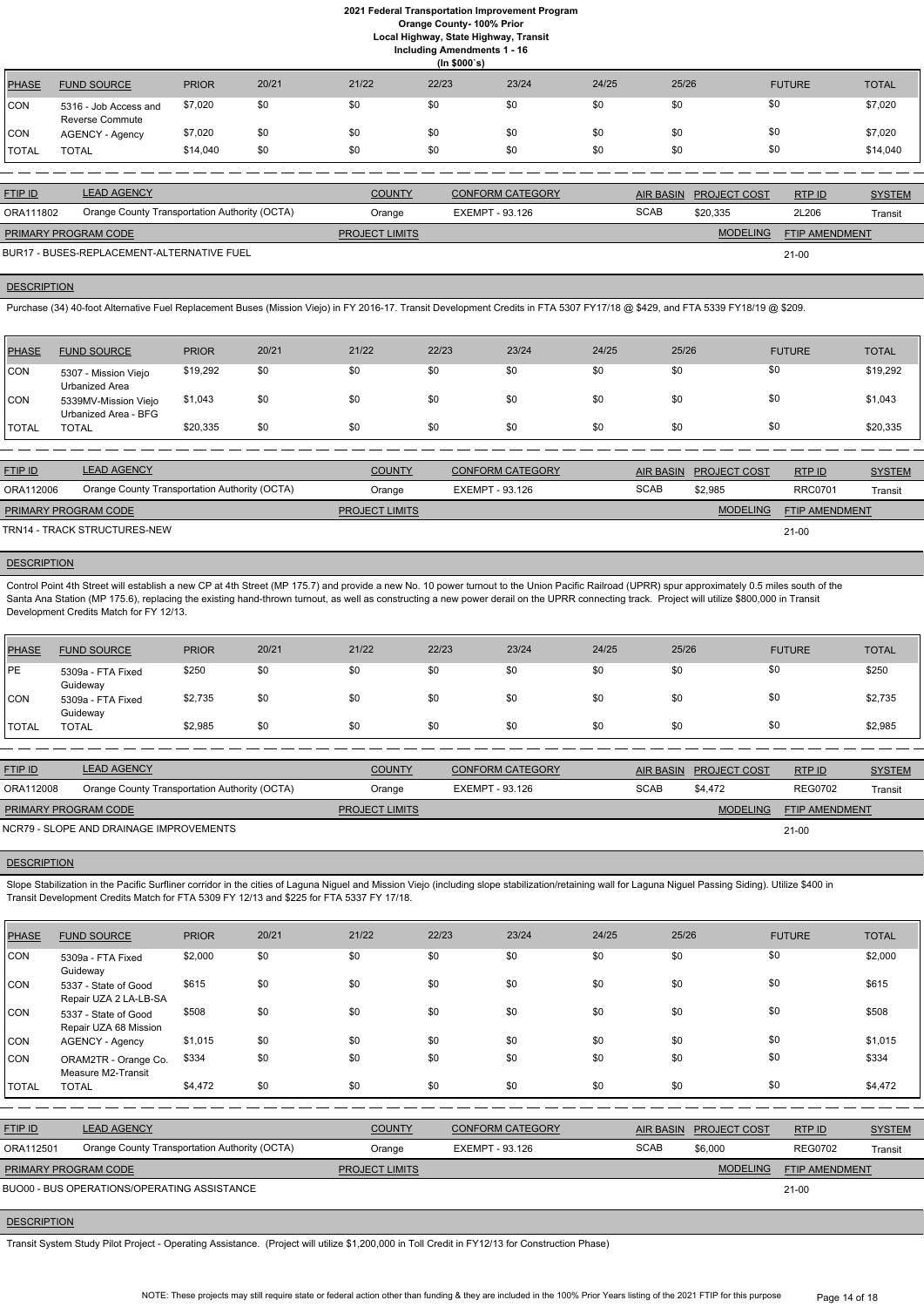# 2021 Federal Transportation Improvement Program

**Orange County- 100% Prior**

**Local Highway, State Highway, Transit**

**Including Amendments 1 - 16**

**(In $000`s)**

| PHASE | FUND SOURCE | PRIOR | 20/21 | 21/22 | 22/23 | 23/24 | 24/25 | 25/26 | FUTURE | TOTAL |
|---|---|---|---|---|---|---|---|---|---|---|
| CON | 5316 - Job Access and Reverse Commute | $7,020 | $0 | $0 | $0 | $0 | $0 | $0 | $0 | $7,020 |
| CON | AGENCY - Agency | $7,020 | $0 | $0 | $0 | $0 | $0 | $0 | $0 | $7,020 |
| TOTAL | TOTAL | $14,040 | $0 | $0 | $0 | $0 | $0 | $0 | $0 | $14,040 |

| FTIP ID | LEAD AGENCY | COUNTY | CONFORM CATEGORY | AIR BASIN | PROJECT COST | RTP ID | SYSTEM |
|---|---|---|---|---|---|---|---|
| ORA111802 | Orange County Transportation Authority (OCTA) | Orange | EXEMPT - 93.126 | SCAB | $20,335 | 2L206 | Transit |

| PRIMARY PROGRAM CODE | PROJECT LIMITS | MODELING | FTIP AMENDMENT |
|---|---|---|---|
| BUR17 - BUSES-REPLACEMENT-ALTERNATIVE FUEL | | | 21-00 |

**DESCRIPTION**

Purchase (34) 40-foot Alternative Fuel Replacement Buses (Mission Viejo) in FY 2016-17. Transit Development Credits in FTA 5307 FY17/18 @ $429, and FTA 5339 FY18/19 @ $209.

| PHASE | FUND SOURCE | PRIOR | 20/21 | 21/22 | 22/23 | 23/24 | 24/25 | 25/26 | FUTURE | TOTAL |
|---|---|---|---|---|---|---|---|---|---|---|
| CON | 5307 - Mission Viejo Urbanized Area | $19,292 | $0 | $0 | $0 | $0 | $0 | $0 | $0 | $19,292 |
| CON | 5339MV-Mission Viejo Urbanized Area - BFG | $1,043 | $0 | $0 | $0 | $0 | $0 | $0 | $0 | $1,043 |
| TOTAL | TOTAL | $20,335 | $0 | $0 | $0 | $0 | $0 | $0 | $0 | $20,335 |

| FTIP ID | LEAD AGENCY | COUNTY | CONFORM CATEGORY | AIR BASIN | PROJECT COST | RTP ID | SYSTEM |
|---|---|---|---|---|---|---|---|
| ORA112006 | Orange County Transportation Authority (OCTA) | Orange | EXEMPT - 93.126 | SCAB | $2,985 | RRC0701 | Transit |

| PRIMARY PROGRAM CODE | PROJECT LIMITS | MODELING | FTIP AMENDMENT |
|---|---|---|---|
| TRN14 - TRACK STRUCTURES-NEW | | | 21-00 |

**DESCRIPTION**

Control Point 4th Street will establish a new CP at 4th Street (MP 175.7) and provide a new No. 10 power turnout to the Union Pacific Railroad (UPRR) spur approximately 0.5 miles south of the Santa Ana Station (MP 175.6), replacing the existing hand-thrown turnout, as well as constructing a new power derail on the UPRR connecting track. Project will utilize $800,000 in Transit Development Credits Match for FY 12/13.

| PHASE | FUND SOURCE | PRIOR | 20/21 | 21/22 | 22/23 | 23/24 | 24/25 | 25/26 | FUTURE | TOTAL |
|---|---|---|---|---|---|---|---|---|---|---|
| PE | 5309a - FTA Fixed Guideway | $250 | $0 | $0 | $0 | $0 | $0 | $0 | $0 | $250 |
| CON | 5309a - FTA Fixed Guideway | $2,735 | $0 | $0 | $0 | $0 | $0 | $0 | $0 | $2,735 |
| TOTAL | TOTAL | $2,985 | $0 | $0 | $0 | $0 | $0 | $0 | $0 | $2,985 |

| FTIP ID | LEAD AGENCY | COUNTY | CONFORM CATEGORY | AIR BASIN | PROJECT COST | RTP ID | SYSTEM |
|---|---|---|---|---|---|---|---|
| ORA112008 | Orange County Transportation Authority (OCTA) | Orange | EXEMPT - 93.126 | SCAB | $4,472 | REG0702 | Transit |

| PRIMARY PROGRAM CODE | PROJECT LIMITS | MODELING | FTIP AMENDMENT |
|---|---|---|---|
| NCR79 - SLOPE AND DRAINAGE IMPROVEMENTS | | | 21-00 |

**DESCRIPTION**

Slope Stabilization in the Pacific Surfliner corridor in the cities of Laguna Niguel and Mission Viejo (including slope stabilization/retaining wall for Laguna Niguel Passing Siding). Utilize $400 in Transit Development Credits Match for FTA 5309 FY 12/13 and $225 for FTA 5337 FY 17/18.

| PHASE | FUND SOURCE | PRIOR | 20/21 | 21/22 | 22/23 | 23/24 | 24/25 | 25/26 | FUTURE | TOTAL |
|---|---|---|---|---|---|---|---|---|---|---|
| CON | 5309a - FTA Fixed Guideway | $2,000 | $0 | $0 | $0 | $0 | $0 | $0 | $0 | $2,000 |
| CON | 5337 - State of Good Repair UZA 2 LA-LB-SA | $615 | $0 | $0 | $0 | $0 | $0 | $0 | $0 | $615 |
| CON | 5337 - State of Good Repair UZA 68 Mission | $508 | $0 | $0 | $0 | $0 | $0 | $0 | $0 | $508 |
| CON | AGENCY - Agency | $1,015 | $0 | $0 | $0 | $0 | $0 | $0 | $0 | $1,015 |
| CON | ORAM2TR - Orange Co. Measure M2-Transit | $334 | $0 | $0 | $0 | $0 | $0 | $0 | $0 | $334 |
| TOTAL | TOTAL | $4,472 | $0 | $0 | $0 | $0 | $0 | $0 | $0 | $4,472 |

| FTIP ID | LEAD AGENCY | COUNTY | CONFORM CATEGORY | AIR BASIN | PROJECT COST | RTP ID | SYSTEM |
|---|---|---|---|---|---|---|---|
| ORA112501 | Orange County Transportation Authority (OCTA) | Orange | EXEMPT - 93.126 | SCAB | $6,000 | REG0702 | Transit |

| PRIMARY PROGRAM CODE | PROJECT LIMITS | MODELING | FTIP AMENDMENT |
|---|---|---|---|
| BUO00 - BUS OPERATIONS/OPERATING ASSISTANCE | | | 21-00 |

**DESCRIPTION**

Transit System Study Pilot Project - Operating Assistance. (Project will utilize $1,200,000 in Toll Credit in FY12/13 for Construction Phase)

NOTE: These projects may still require state or federal action other than funding & they are included in the 100% Prior Years listing of the 2021 FTIP for this purpose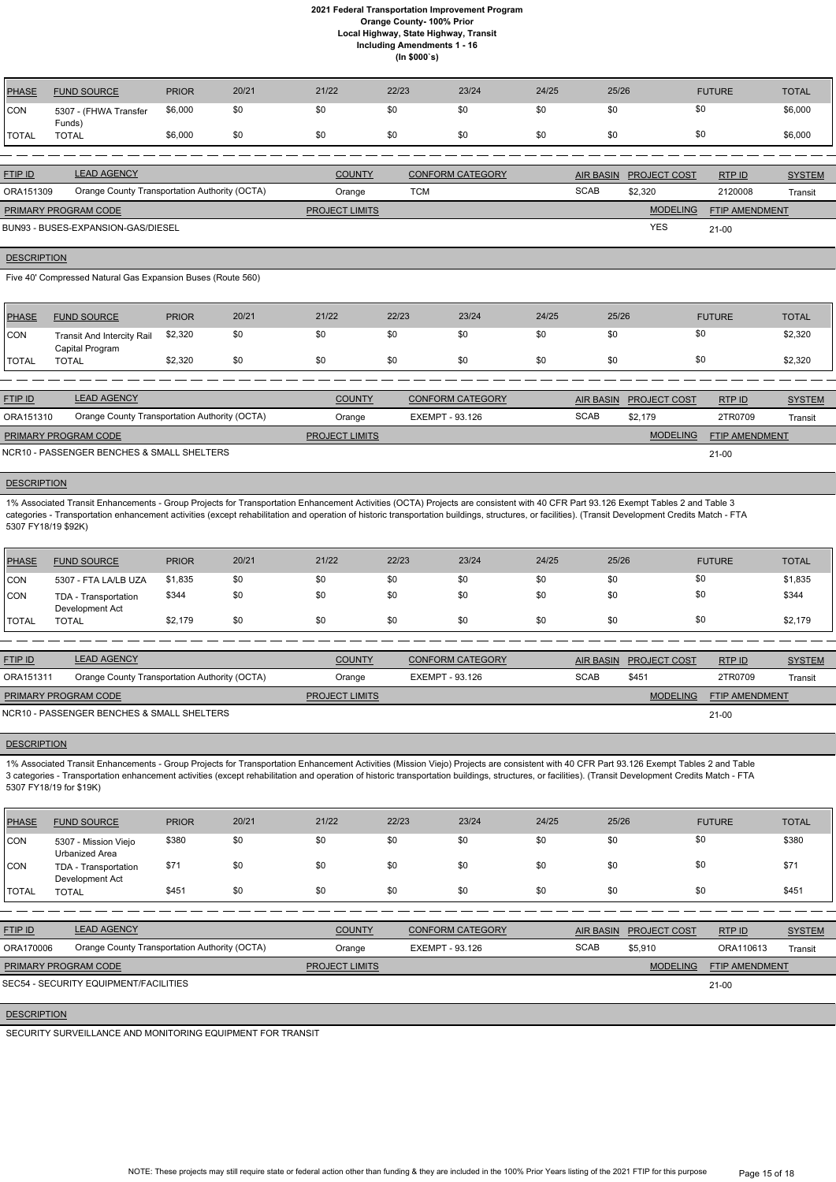| PHASE | FUND SOURCE | PRIOR | 20/21 | 21/22 | 22/23 | 23/24 | 24/25 | 25/26 | FUTURE | TOTAL |
|---|---|---|---|---|---|---|---|---|---|---|
| CON | 5307 - (FHWA Transfer Funds) | $6,000 | $0 | $0 | $0 | $0 | $0 | $0 | $0 | $6,000 |
| TOTAL | TOTAL | $6,000 | $0 | $0 | $0 | $0 | $0 | $0 | $0 | $6,000 |

| FTIP ID | LEAD AGENCY | COUNTY | CONFORM CATEGORY | AIR BASIN | PROJECT COST | RTP ID | SYSTEM |
|---|---|---|---|---|---|---|---|
| ORA151309 | Orange County Transportation Authority (OCTA) | Orange | TCM | SCAB | $2,320 | 2120008 | Transit |

| PRIMARY PROGRAM CODE | PROJECT LIMITS | MODELING | FTIP AMENDMENT |
|---|---|---|---|
| BUN93 - BUSES-EXPANSION-GAS/DIESEL | | YES | 21-00 |

**DESCRIPTION**

Five 40' Compressed Natural Gas Expansion Buses (Route 560)

| PHASE | FUND SOURCE | PRIOR | 20/21 | 21/22 | 22/23 | 23/24 | 24/25 | 25/26 | FUTURE | TOTAL |
|---|---|---|---|---|---|---|---|---|---|---|
| CON | Transit And Intercity Rail Capital Program | $2,320 | $0 | $0 | $0 | $0 | $0 | $0 | $0 | $2,320 |
| TOTAL | TOTAL | $2,320 | $0 | $0 | $0 | $0 | $0 | $0 | $0 | $2,320 |

| FTIP ID | LEAD AGENCY | COUNTY | CONFORM CATEGORY | AIR BASIN | PROJECT COST | RTP ID | SYSTEM |
|---|---|---|---|---|---|---|---|
| ORA151310 | Orange County Transportation Authority (OCTA) | Orange | EXEMPT - 93.126 | SCAB | $2,179 | 2TR0709 | Transit |

| PRIMARY PROGRAM CODE | PROJECT LIMITS | MODELING | FTIP AMENDMENT |
|---|---|---|---|
| NCR10 - PASSENGER BENCHES & SMALL SHELTERS | | | 21-00 |

**DESCRIPTION**

1% Associated Transit Enhancements - Group Projects for Transportation Enhancement Activities (OCTA) Projects are consistent with 40 CFR Part 93.126 Exempt Tables 2 and Table 3 categories - Transportation enhancement activities (except rehabilitation and operation of historic transportation buildings, structures, or facilities). (Transit Development Credits Match - FTA 5307 FY18/19 $92K)

| PHASE | FUND SOURCE | PRIOR | 20/21 | 21/22 | 22/23 | 23/24 | 24/25 | 25/26 | FUTURE | TOTAL |
|---|---|---|---|---|---|---|---|---|---|---|
| CON | 5307 - FTA LA/LB UZA | $1,835 | $0 | $0 | $0 | $0 | $0 | $0 | $0 | $1,835 |
| CON | TDA - Transportation Development Act | $344 | $0 | $0 | $0 | $0 | $0 | $0 | $0 | $344 |
| TOTAL | TOTAL | $2,179 | $0 | $0 | $0 | $0 | $0 | $0 | $0 | $2,179 |

| FTIP ID | LEAD AGENCY | COUNTY | CONFORM CATEGORY | AIR BASIN | PROJECT COST | RTP ID | SYSTEM |
|---|---|---|---|---|---|---|---|
| ORA151311 | Orange County Transportation Authority (OCTA) | Orange | EXEMPT - 93.126 | SCAB | $451 | 2TR0709 | Transit |

| PRIMARY PROGRAM CODE | PROJECT LIMITS | MODELING | FTIP AMENDMENT |
|---|---|---|---|
| NCR10 - PASSENGER BENCHES & SMALL SHELTERS | | | 21-00 |

**DESCRIPTION**

1% Associated Transit Enhancements - Group Projects for Transportation Enhancement Activities (Mission Viejo) Projects are consistent with 40 CFR Part 93.126 Exempt Tables 2 and Table 3 categories - Transportation enhancement activities (except rehabilitation and operation of historic transportation buildings, structures, or facilities). (Transit Development Credits Match - FTA 5307 FY18/19 for $19K)

| PHASE | FUND SOURCE | PRIOR | 20/21 | 21/22 | 22/23 | 23/24 | 24/25 | 25/26 | FUTURE | TOTAL |
|---|---|---|---|---|---|---|---|---|---|---|
| CON | 5307 - Mission Viejo Urbanized Area | $380 | $0 | $0 | $0 | $0 | $0 | $0 | $0 | $380 |
| CON | TDA - Transportation Development Act | $71 | $0 | $0 | $0 | $0 | $0 | $0 | $0 | $71 |
| TOTAL | TOTAL | $451 | $0 | $0 | $0 | $0 | $0 | $0 | $0 | $451 |

| FTIP ID | LEAD AGENCY | COUNTY | CONFORM CATEGORY | AIR BASIN | PROJECT COST | RTP ID | SYSTEM |
|---|---|---|---|---|---|---|---|
| ORA170006 | Orange County Transportation Authority (OCTA) | Orange | EXEMPT - 93.126 | SCAB | $5,910 | ORA110613 | Transit |

| PRIMARY PROGRAM CODE | PROJECT LIMITS | MODELING | FTIP AMENDMENT |
|---|---|---|---|
| SEC54 - SECURITY EQUIPMENT/FACILITIES | | | 21-00 |

**DESCRIPTION**

SECURITY SURVEILLANCE AND MONITORING EQUIPMENT FOR TRANSIT

NOTE: These projects may still require state or federal action other than funding & they are included in the 100% Prior Years listing of the 2021 FTIP for this purpose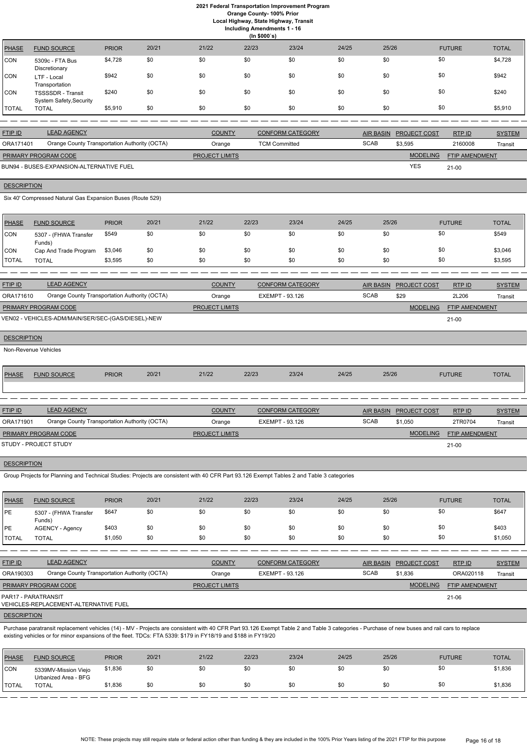| PHASE | FUND SOURCE | PRIOR | 20/21 | 21/22 | 22/23 | 23/24 | 24/25 | 25/26 | FUTURE | TOTAL |
|---|---|---|---|---|---|---|---|---|---|---|
| CON | 5309c - FTA Bus Discretionary | $4,728 | $0 | $0 | $0 | $0 | $0 | $0 | $0 | $4,728 |
| CON | LTF - Local Transportation | $942 | $0 | $0 | $0 | $0 | $0 | $0 | $0 | $942 |
| CON | TSSSSDR - Transit System Safety,Security | $240 | $0 | $0 | $0 | $0 | $0 | $0 | $0 | $240 |
| TOTAL | TOTAL | $5,910 | $0 | $0 | $0 | $0 | $0 | $0 | $0 | $5,910 |

| FTIP ID | LEAD AGENCY | COUNTY | CONFORM CATEGORY | AIR BASIN | PROJECT COST | RTP ID | SYSTEM |
|---|---|---|---|---|---|---|---|
| ORA171401 | Orange County Transportation Authority (OCTA) | Orange | TCM Committed | SCAB | $3,595 | 2160008 | Transit |

| PRIMARY PROGRAM CODE | PROJECT LIMITS | MODELING | FTIP AMENDMENT |
|---|---|---|---|
| BUN94 - BUSES-EXPANSION-ALTERNATIVE FUEL | | YES | 21-00 |

DESCRIPTION

Six 40' Compressed Natural Gas Expansion Buses (Route 529)

| PHASE | FUND SOURCE | PRIOR | 20/21 | 21/22 | 22/23 | 23/24 | 24/25 | 25/26 | FUTURE | TOTAL |
|---|---|---|---|---|---|---|---|---|---|---|
| CON | 5307 - (FHWA Transfer Funds) | $549 | $0 | $0 | $0 | $0 | $0 | $0 | $0 | $549 |
| CON | Cap And Trade Program | $3,046 | $0 | $0 | $0 | $0 | $0 | $0 | $0 | $3,046 |
| TOTAL | TOTAL | $3,595 | $0 | $0 | $0 | $0 | $0 | $0 | $0 | $3,595 |

| FTIP ID | LEAD AGENCY | COUNTY | CONFORM CATEGORY | AIR BASIN | PROJECT COST | RTP ID | SYSTEM |
|---|---|---|---|---|---|---|---|
| ORA171610 | Orange County Transportation Authority (OCTA) | Orange | EXEMPT - 93.126 | SCAB | $29 | 2L206 | Transit |

| PRIMARY PROGRAM CODE | PROJECT LIMITS | MODELING | FTIP AMENDMENT |
|---|---|---|---|
| VEN02 - VEHICLES-ADM/MAIN/SER/SEC-(GAS/DIESEL)-NEW | | | 21-00 |

DESCRIPTION

Non-Revenue Vehicles

| PHASE | FUND SOURCE | PRIOR | 20/21 | 21/22 | 22/23 | 23/24 | 24/25 | 25/26 | FUTURE | TOTAL |
|---|---|---|---|---|---|---|---|---|---|---|

| FTIP ID | LEAD AGENCY | COUNTY | CONFORM CATEGORY | AIR BASIN | PROJECT COST | RTP ID | SYSTEM |
|---|---|---|---|---|---|---|---|
| ORA171901 | Orange County Transportation Authority (OCTA) | Orange | EXEMPT - 93.126 | SCAB | $1,050 | 2TR0704 | Transit |

| PRIMARY PROGRAM CODE | PROJECT LIMITS | MODELING | FTIP AMENDMENT |
|---|---|---|---|
| STUDY - PROJECT STUDY | | | 21-00 |

DESCRIPTION

Group Projects for Planning and Technical Studies: Projects are consistent with 40 CFR Part 93.126 Exempt Tables 2 and Table 3 categories

| PHASE | FUND SOURCE | PRIOR | 20/21 | 21/22 | 22/23 | 23/24 | 24/25 | 25/26 | FUTURE | TOTAL |
|---|---|---|---|---|---|---|---|---|---|---|
| PE | 5307 - (FHWA Transfer Funds) | $647 | $0 | $0 | $0 | $0 | $0 | $0 | $0 | $647 |
| PE | AGENCY - Agency | $403 | $0 | $0 | $0 | $0 | $0 | $0 | $0 | $403 |
| TOTAL | TOTAL | $1,050 | $0 | $0 | $0 | $0 | $0 | $0 | $0 | $1,050 |

| FTIP ID | LEAD AGENCY | COUNTY | CONFORM CATEGORY | AIR BASIN | PROJECT COST | RTP ID | SYSTEM |
|---|---|---|---|---|---|---|---|
| ORA190303 | Orange County Transportation Authority (OCTA) | Orange | EXEMPT - 93.126 | SCAB | $1,836 | ORA020118 | Transit |

| PRIMARY PROGRAM CODE | PROJECT LIMITS | MODELING | FTIP AMENDMENT |
|---|---|---|---|
| PAR17 - PARATRANSIT VEHICLES-REPLACEMENT-ALTERNATIVE FUEL | | | 21-06 |

DESCRIPTION

Purchase paratransit replacement vehicles (14) - MV - Projects are consistent with 40 CFR Part 93.126 Exempt Table 2 and Table 3 categories - Purchase of new buses and rail cars to replace existing vehicles or for minor expansions of the fleet. TDCs: FTA 5339: $179 in FY18/19 and $188 in FY19/20

| PHASE | FUND SOURCE | PRIOR | 20/21 | 21/22 | 22/23 | 23/24 | 24/25 | 25/26 | FUTURE | TOTAL |
|---|---|---|---|---|---|---|---|---|---|---|
| CON | 5339MV-Mission Viejo Urbanized Area - BFG | $1,836 | $0 | $0 | $0 | $0 | $0 | $0 | $0 | $1,836 |
| TOTAL | TOTAL | $1,836 | $0 | $0 | $0 | $0 | $0 | $0 | $0 | $1,836 |

NOTE: These projects may still require state or federal action other than funding & they are included in the 100% Prior Years listing of the 2021 FTIP for this purpose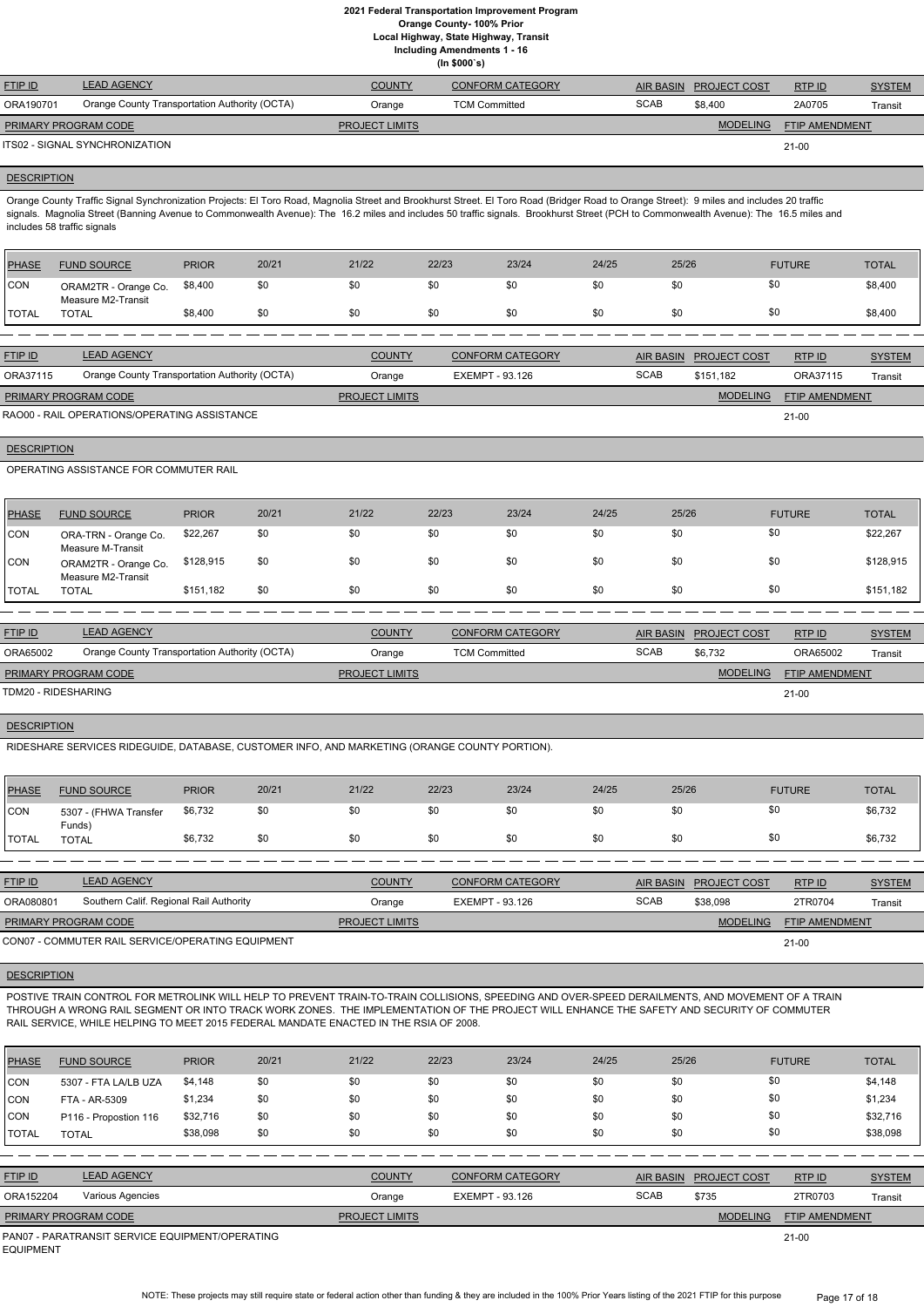# 2021 Federal Transportation Improvement Program
## Orange County- 100% Prior
### Local Highway, State Highway, Transit
### Including Amendments 1 - 16
### (In $000`s)

| FTIP ID | LEAD AGENCY | COUNTY | CONFORM CATEGORY | AIR BASIN | PROJECT COST | RTP ID | SYSTEM |
|---|---|---|---|---|---|---|---|
| ORA190701 | Orange County Transportation Authority (OCTA) | Orange | TCM Committed | SCAB | $8,400 | 2A0705 | Transit |

| PRIMARY PROGRAM CODE | PROJECT LIMITS | MODELING | FTIP AMENDMENT |
|---|---|---|---|
| ITS02 - SIGNAL SYNCHRONIZATION | | | 21-00 |

**DESCRIPTION**

Orange County Traffic Signal Synchronization Projects: El Toro Road, Magnolia Street and Brookhurst Street. El Toro Road (Bridger Road to Orange Street): 9 miles and includes 20 traffic signals. Magnolia Street (Banning Avenue to Commonwealth Avenue): The 16.2 miles and includes 50 traffic signals. Brookhurst Street (PCH to Commonwealth Avenue): The 16.5 miles and includes 58 traffic signals

| PHASE | FUND SOURCE | PRIOR | 20/21 | 21/22 | 22/23 | 23/24 | 24/25 | 25/26 | FUTURE | TOTAL |
|---|---|---|---|---|---|---|---|---|---|---|
| CON | ORAM2TR - Orange Co. Measure M2-Transit | $8,400 | $0 | $0 | $0 | $0 | $0 | $0 | $0 | $8,400 |
| TOTAL | TOTAL | $8,400 | $0 | $0 | $0 | $0 | $0 | $0 | $0 | $8,400 |

---

| FTIP ID | LEAD AGENCY | COUNTY | CONFORM CATEGORY | AIR BASIN | PROJECT COST | RTP ID | SYSTEM |
|---|---|---|---|---|---|---|---|
| ORA37115 | Orange County Transportation Authority (OCTA) | Orange | EXEMPT - 93.126 | SCAB | $151,182 | ORA37115 | Transit |

| PRIMARY PROGRAM CODE | PROJECT LIMITS | MODELING | FTIP AMENDMENT |
|---|---|---|---|
| RAO00 - RAIL OPERATIONS/OPERATING ASSISTANCE | | | 21-00 |

**DESCRIPTION**

OPERATING ASSISTANCE FOR COMMUTER RAIL

| PHASE | FUND SOURCE | PRIOR | 20/21 | 21/22 | 22/23 | 23/24 | 24/25 | 25/26 | FUTURE | TOTAL |
|---|---|---|---|---|---|---|---|---|---|---|
| CON | ORA-TRN - Orange Co. Measure M-Transit | $22,267 | $0 | $0 | $0 | $0 | $0 | $0 | $0 | $22,267 |
| CON | ORAM2TR - Orange Co. Measure M2-Transit | $128,915 | $0 | $0 | $0 | $0 | $0 | $0 | $0 | $128,915 |
| TOTAL | TOTAL | $151,182 | $0 | $0 | $0 | $0 | $0 | $0 | $0 | $151,182 |

---

| FTIP ID | LEAD AGENCY | COUNTY | CONFORM CATEGORY | AIR BASIN | PROJECT COST | RTP ID | SYSTEM |
|---|---|---|---|---|---|---|---|
| ORA65002 | Orange County Transportation Authority (OCTA) | Orange | TCM Committed | SCAB | $6,732 | ORA65002 | Transit |

| PRIMARY PROGRAM CODE | PROJECT LIMITS | MODELING | FTIP AMENDMENT |
|---|---|---|---|
| TDM20 - RIDESHARING | | | 21-00 |

**DESCRIPTION**

RIDESHARE SERVICES RIDEGUIDE, DATABASE, CUSTOMER INFO, AND MARKETING (ORANGE COUNTY PORTION).

| PHASE | FUND SOURCE | PRIOR | 20/21 | 21/22 | 22/23 | 23/24 | 24/25 | 25/26 | FUTURE | TOTAL |
|---|---|---|---|---|---|---|---|---|---|---|
| CON | 5307 - (FHWA Transfer Funds) | $6,732 | $0 | $0 | $0 | $0 | $0 | $0 | $0 | $6,732 |
| TOTAL | TOTAL | $6,732 | $0 | $0 | $0 | $0 | $0 | $0 | $0 | $6,732 |

---

| FTIP ID | LEAD AGENCY | COUNTY | CONFORM CATEGORY | AIR BASIN | PROJECT COST | RTP ID | SYSTEM |
|---|---|---|---|---|---|---|---|
| ORA080801 | Southern Calif. Regional Rail Authority | Orange | EXEMPT - 93.126 | SCAB | $38,098 | 2TR0704 | Transit |

| PRIMARY PROGRAM CODE | PROJECT LIMITS | MODELING | FTIP AMENDMENT |
|---|---|---|---|
| CON07 - COMMUTER RAIL SERVICE/OPERATING EQUIPMENT | | | 21-00 |

**DESCRIPTION**

POSTIVE TRAIN CONTROL FOR METROLINK WILL HELP TO PREVENT TRAIN-TO-TRAIN COLLISIONS, SPEEDING AND OVER-SPEED DERAILMENTS, AND MOVEMENT OF A TRAIN THROUGH A WRONG RAIL SEGMENT OR INTO TRACK WORK ZONES. THE IMPLEMENTATION OF THE PROJECT WILL ENHANCE THE SAFETY AND SECURITY OF COMMUTER RAIL SERVICE, WHILE HELPING TO MEET 2015 FEDERAL MANDATE ENACTED IN THE RSIA OF 2008.

| PHASE | FUND SOURCE | PRIOR | 20/21 | 21/22 | 22/23 | 23/24 | 24/25 | 25/26 | FUTURE | TOTAL |
|---|---|---|---|---|---|---|---|---|---|---|
| CON | 5307 - FTA LA/LB UZA | $4,148 | $0 | $0 | $0 | $0 | $0 | $0 | $0 | $4,148 |
| CON | FTA - AR-5309 | $1,234 | $0 | $0 | $0 | $0 | $0 | $0 | $0 | $1,234 |
| CON | P116 - Propostion 116 | $32,716 | $0 | $0 | $0 | $0 | $0 | $0 | $0 | $32,716 |
| TOTAL | TOTAL | $38,098 | $0 | $0 | $0 | $0 | $0 | $0 | $0 | $38,098 |

---

| FTIP ID | LEAD AGENCY | COUNTY | CONFORM CATEGORY | AIR BASIN | PROJECT COST | RTP ID | SYSTEM |
|---|---|---|---|---|---|---|---|
| ORA152204 | Various Agencies | Orange | EXEMPT - 93.126 | SCAB | $735 | 2TR0703 | Transit |

| PRIMARY PROGRAM CODE | PROJECT LIMITS | MODELING | FTIP AMENDMENT |
|---|---|---|---|
| PAN07 - PARATRANSIT SERVICE EQUIPMENT/OPERATING EQUIPMENT | | | 21-00 |

NOTE: These projects may still require state or federal action other than funding & they are included in the 100% Prior Years listing of the 2021 FTIP for this purpose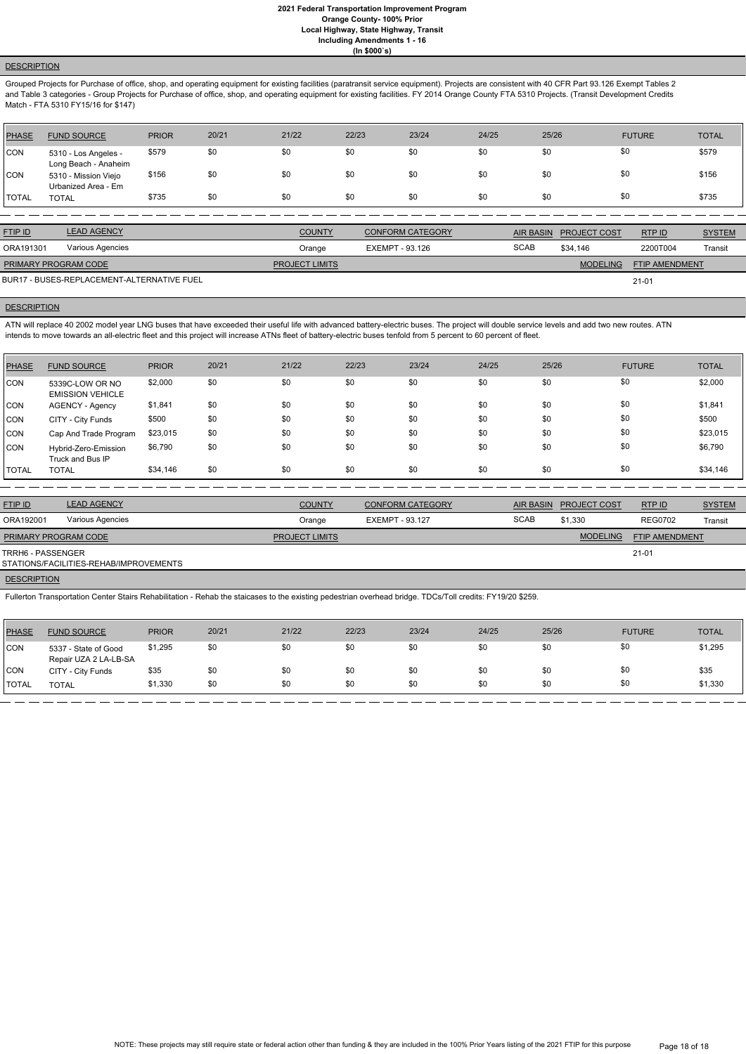**2021 Federal Transportation Improvement Program**
**Orange County- 100% Prior**
**Local Highway, State Highway, Transit**
**Including Amendments 1 - 16**
**(In $000`s)**

**DESCRIPTION**

Grouped Projects for Purchase of office, shop, and operating equipment for existing facilities (paratransit service equipment). Projects are consistent with 40 CFR Part 93.126 Exempt Tables 2 and Table 3 categories - Group Projects for Purchase of office, shop, and operating equipment for existing facilities. FY 2014 Orange County FTA 5310 Projects. (Transit Development Credits Match - FTA 5310 FY15/16 for $147)

| PHASE | FUND SOURCE | PRIOR | 20/21 | 21/22 | 22/23 | 23/24 | 24/25 | 25/26 | FUTURE | TOTAL |
|---|---|---|---|---|---|---|---|---|---|---|
| CON | 5310 - Los Angeles - Long Beach - Anaheim | $579 | $0 | $0 | $0 | $0 | $0 | $0 | $0 | $579 |
| CON | 5310 - Mission Viejo Urbanized Area - Em | $156 | $0 | $0 | $0 | $0 | $0 | $0 | $0 | $156 |
| TOTAL | TOTAL | $735 | $0 | $0 | $0 | $0 | $0 | $0 | $0 | $735 |

| FTIP ID | LEAD AGENCY | COUNTY | CONFORM CATEGORY | AIR BASIN | PROJECT COST | RTP ID | SYSTEM |
|---|---|---|---|---|---|---|---|
| ORA191301 | Various Agencies | Orange | EXEMPT - 93.126 | SCAB | $34,146 | 2200T004 | Transit |

| PRIMARY PROGRAM CODE | PROJECT LIMITS | MODELING | FTIP AMENDMENT |
|---|---|---|---|
| BUR17 - BUSES-REPLACEMENT-ALTERNATIVE FUEL | | | 21-01 |

**DESCRIPTION**

ATN will replace 40 2002 model year LNG buses that have exceeded their useful life with advanced battery-electric buses. The project will double service levels and add two new routes. ATN intends to move towards an all-electric fleet and this project will increase ATNs fleet of battery-electric buses tenfold from 5 percent to 60 percent of fleet.

| PHASE | FUND SOURCE | PRIOR | 20/21 | 21/22 | 22/23 | 23/24 | 24/25 | 25/26 | FUTURE | TOTAL |
|---|---|---|---|---|---|---|---|---|---|---|
| CON | 5339C-LOW OR NO EMISSION VEHICLE | $2,000 | $0 | $0 | $0 | $0 | $0 | $0 | $0 | $2,000 |
| CON | AGENCY - Agency | $1,841 | $0 | $0 | $0 | $0 | $0 | $0 | $0 | $1,841 |
| CON | CITY - City Funds | $500 | $0 | $0 | $0 | $0 | $0 | $0 | $0 | $500 |
| CON | Cap And Trade Program | $23,015 | $0 | $0 | $0 | $0 | $0 | $0 | $0 | $23,015 |
| CON | Hybrid-Zero-Emission Truck and Bus IP | $6,790 | $0 | $0 | $0 | $0 | $0 | $0 | $0 | $6,790 |
| TOTAL | TOTAL | $34,146 | $0 | $0 | $0 | $0 | $0 | $0 | $0 | $34,146 |

| FTIP ID | LEAD AGENCY | COUNTY | CONFORM CATEGORY | AIR BASIN | PROJECT COST | RTP ID | SYSTEM |
|---|---|---|---|---|---|---|---|
| ORA192001 | Various Agencies | Orange | EXEMPT - 93.127 | SCAB | $1,330 | REG0702 | Transit |

| PRIMARY PROGRAM CODE | PROJECT LIMITS | MODELING | FTIP AMENDMENT |
|---|---|---|---|
| TRRH6 - PASSENGER STATIONS/FACILITIES-REHAB/IMPROVEMENTS | | | 21-01 |

**DESCRIPTION**

Fullerton Transportation Center Stairs Rehabilitation - Rehab the staicases to the existing pedestrian overhead bridge. TDCs/Toll credits: FY19/20 $259.

| PHASE | FUND SOURCE | PRIOR | 20/21 | 21/22 | 22/23 | 23/24 | 24/25 | 25/26 | FUTURE | TOTAL |
|---|---|---|---|---|---|---|---|---|---|---|
| CON | 5337 - State of Good Repair UZA 2 LA-LB-SA | $1,295 | $0 | $0 | $0 | $0 | $0 | $0 | $0 | $1,295 |
| CON | CITY - City Funds | $35 | $0 | $0 | $0 | $0 | $0 | $0 | $0 | $35 |
| TOTAL | TOTAL | $1,330 | $0 | $0 | $0 | $0 | $0 | $0 | $0 | $1,330 |

NOTE: These projects may still require state or federal action other than funding & they are included in the 100% Prior Years listing of the 2021 FTIP for this purpose